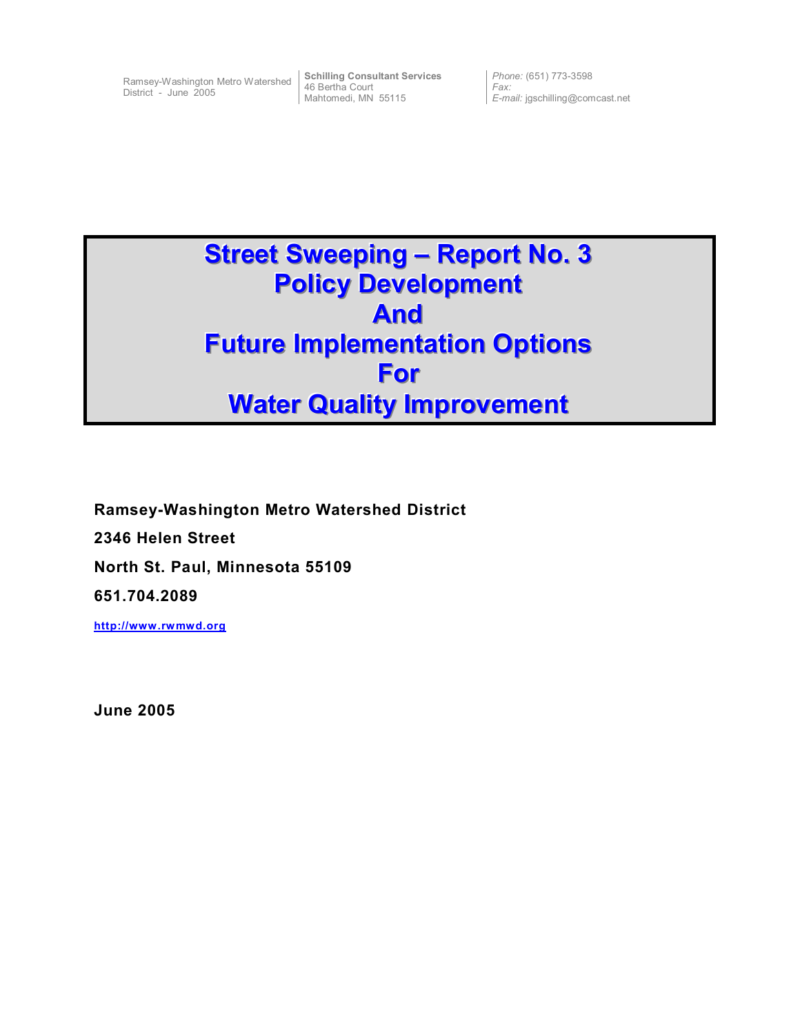Ramsey-Washington Metro Watershed District - June 2005

**Schilling Consultant Services**
46 Bertha Court
Mahtomedi, MN 55115

*Phone:* (651) 773-3598
*Fax:*
*E-mail:* jgschilling@comcast.net

# Street Sweeping – Report No. 3 Policy Development And Future Implementation Options For Water Quality Improvement

**Ramsey-Washington Metro Watershed District**

**2346 Helen Street**

**North St. Paul, Minnesota 55109**

**651.704.2089**

**http://www.rwmwd.org**

**June 2005**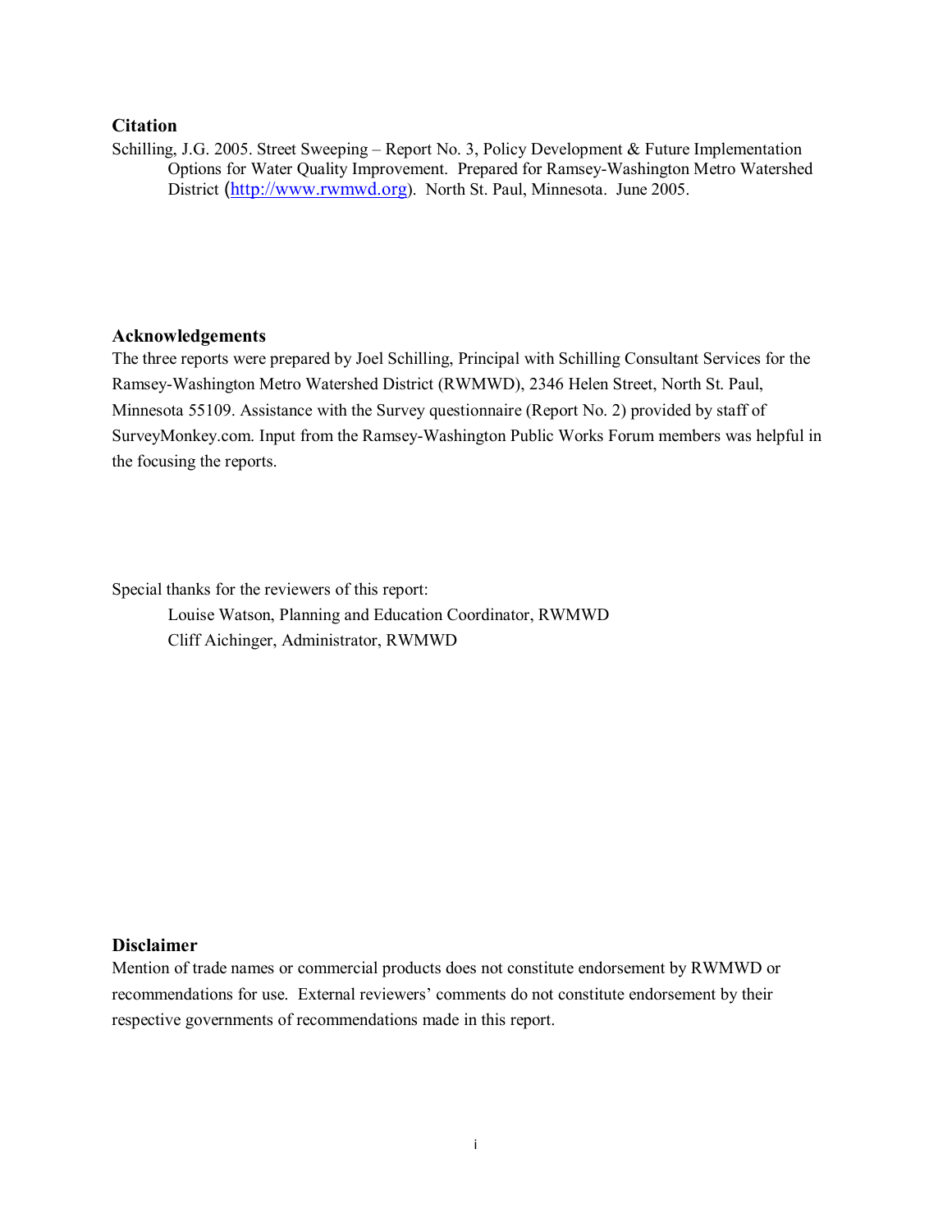## Citation

Schilling, J.G. 2005. Street Sweeping – Report No. 3, Policy Development & Future Implementation Options for Water Quality Improvement. Prepared for Ramsey-Washington Metro Watershed District (http://www.rwmwd.org). North St. Paul, Minnesota. June 2005.

## Acknowledgements

The three reports were prepared by Joel Schilling, Principal with Schilling Consultant Services for the Ramsey-Washington Metro Watershed District (RWMWD), 2346 Helen Street, North St. Paul, Minnesota 55109. Assistance with the Survey questionnaire (Report No. 2) provided by staff of SurveyMonkey.com. Input from the Ramsey-Washington Public Works Forum members was helpful in the focusing the reports.

Special thanks for the reviewers of this report:

Louise Watson, Planning and Education Coordinator, RWMWD
Cliff Aichinger, Administrator, RWMWD

## Disclaimer

Mention of trade names or commercial products does not constitute endorsement by RWMWD or recommendations for use. External reviewers' comments do not constitute endorsement by their respective governments of recommendations made in this report.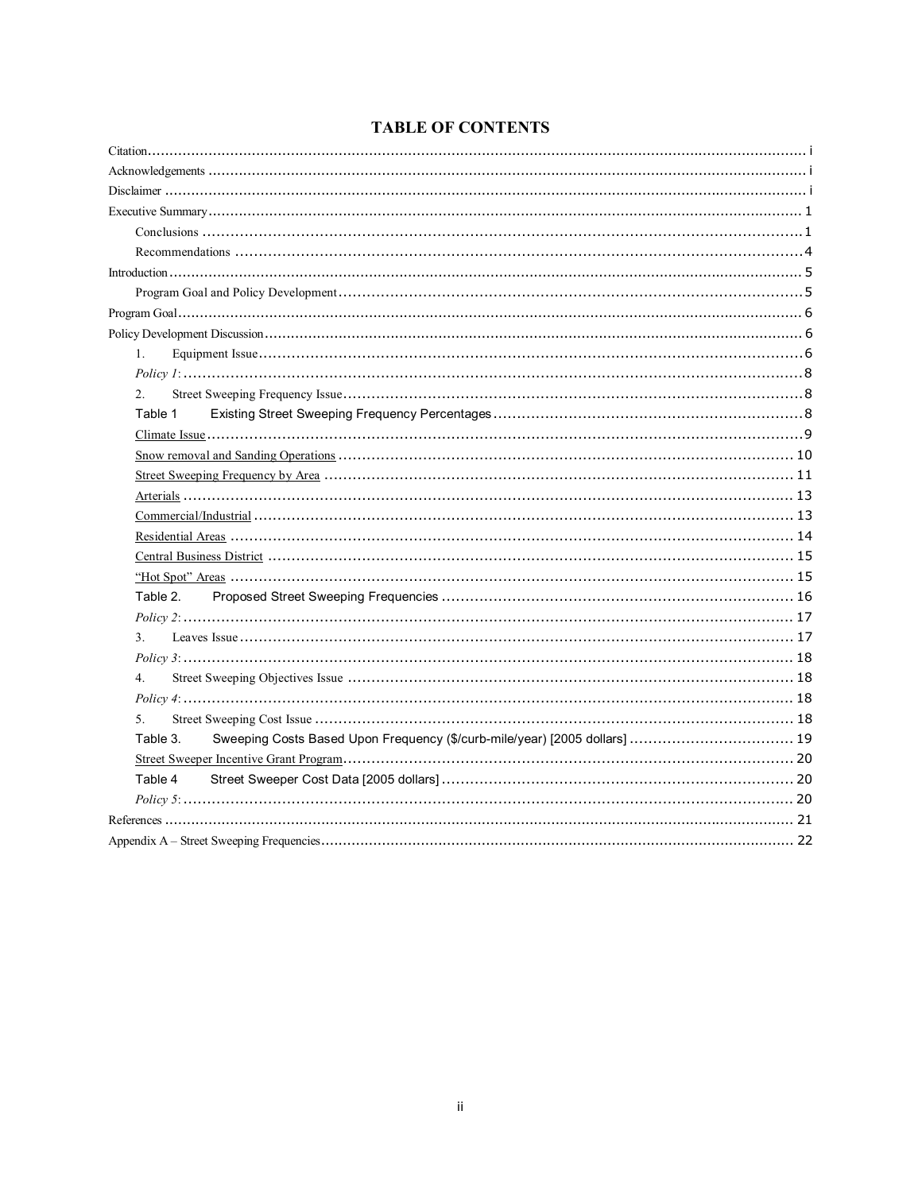# TABLE OF CONTENTS

Citation ..... i
Acknowledgements ..... i
Disclaimer ..... i
Executive Summary ..... 1
  Conclusions ..... 1
  Recommendations ..... 4
Introduction ..... 5
  Program Goal and Policy Development ..... 5
Program Goal ..... 6
Policy Development Discussion ..... 6
  1. Equipment Issue ..... 6
  *Policy 1*: ..... 8
  2. Street Sweeping Frequency Issue ..... 8
  Table 1 Existing Street Sweeping Frequency Percentages ..... 8
  Climate Issue ..... 9
  Snow removal and Sanding Operations ..... 10
  Street Sweeping Frequency by Area ..... 11
  Arterials ..... 13
  Commercial/Industrial ..... 13
  Residential Areas ..... 14
  Central Business District ..... 15
  "Hot Spot" Areas ..... 15
  Table 2. Proposed Street Sweeping Frequencies ..... 16
  *Policy 2*: ..... 17
  3. Leaves Issue ..... 17
  *Policy 3*: ..... 18
  4. Street Sweeping Objectives Issue ..... 18
  *Policy 4*: ..... 18
  5. Street Sweeping Cost Issue ..... 18
  Table 3. Sweeping Costs Based Upon Frequency ($/curb-mile/year) [2005 dollars] ..... 19
  Street Sweeper Incentive Grant Program ..... 20
  Table 4 Street Sweeper Cost Data [2005 dollars] ..... 20
  *Policy 5*: ..... 20
References ..... 21
Appendix A – Street Sweeping Frequencies ..... 22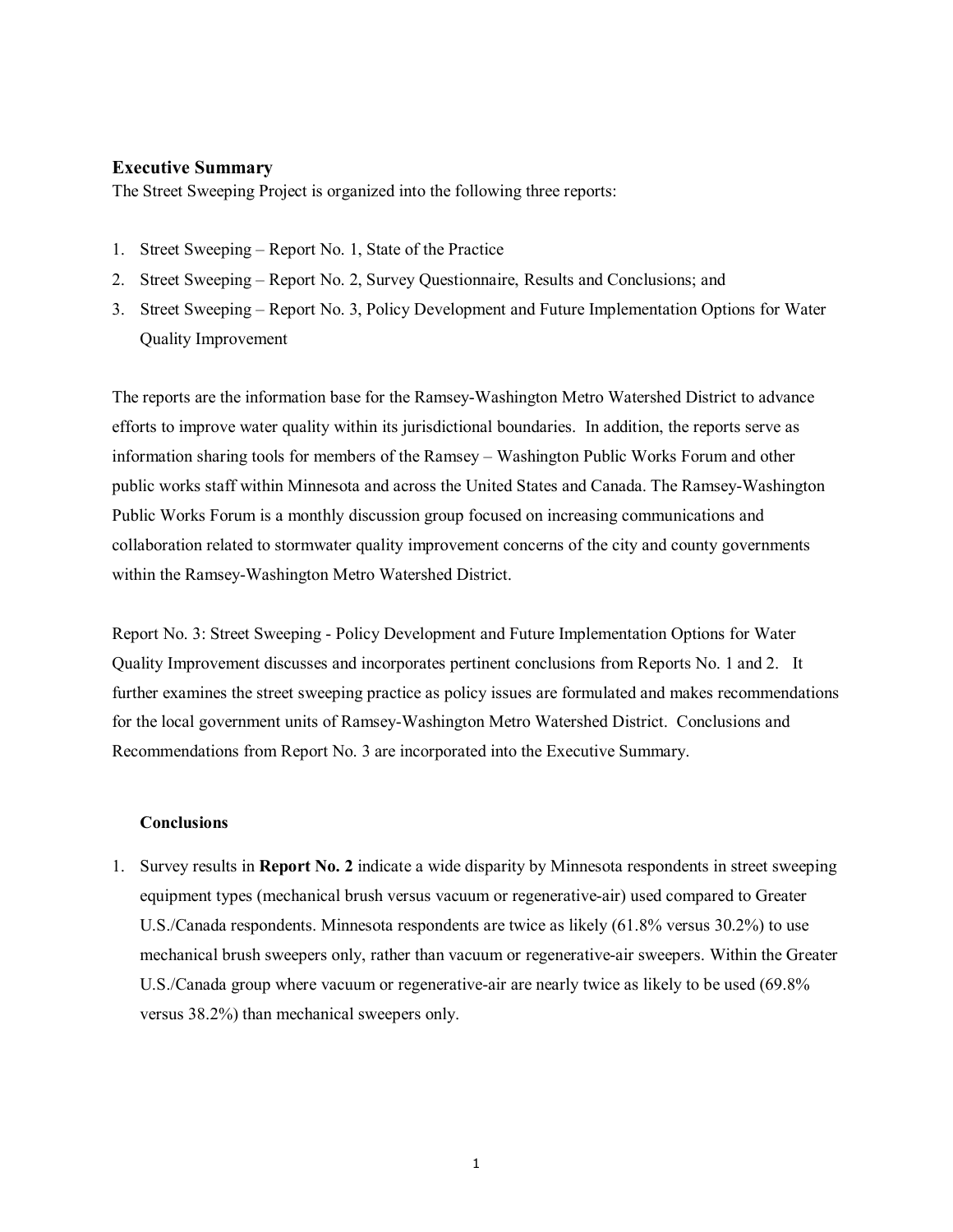## Executive Summary

The Street Sweeping Project is organized into the following three reports:

1. Street Sweeping – Report No. 1, State of the Practice
2. Street Sweeping – Report No. 2, Survey Questionnaire, Results and Conclusions; and
3. Street Sweeping – Report No. 3, Policy Development and Future Implementation Options for Water Quality Improvement

The reports are the information base for the Ramsey-Washington Metro Watershed District to advance efforts to improve water quality within its jurisdictional boundaries. In addition, the reports serve as information sharing tools for members of the Ramsey – Washington Public Works Forum and other public works staff within Minnesota and across the United States and Canada. The Ramsey-Washington Public Works Forum is a monthly discussion group focused on increasing communications and collaboration related to stormwater quality improvement concerns of the city and county governments within the Ramsey-Washington Metro Watershed District.

Report No. 3: Street Sweeping - Policy Development and Future Implementation Options for Water Quality Improvement discusses and incorporates pertinent conclusions from Reports No. 1 and 2. It further examines the street sweeping practice as policy issues are formulated and makes recommendations for the local government units of Ramsey-Washington Metro Watershed District. Conclusions and Recommendations from Report No. 3 are incorporated into the Executive Summary.

### Conclusions

1. Survey results in **Report No. 2** indicate a wide disparity by Minnesota respondents in street sweeping equipment types (mechanical brush versus vacuum or regenerative-air) used compared to Greater U.S./Canada respondents. Minnesota respondents are twice as likely (61.8% versus 30.2%) to use mechanical brush sweepers only, rather than vacuum or regenerative-air sweepers. Within the Greater U.S./Canada group where vacuum or regenerative-air are nearly twice as likely to be used (69.8% versus 38.2%) than mechanical sweepers only.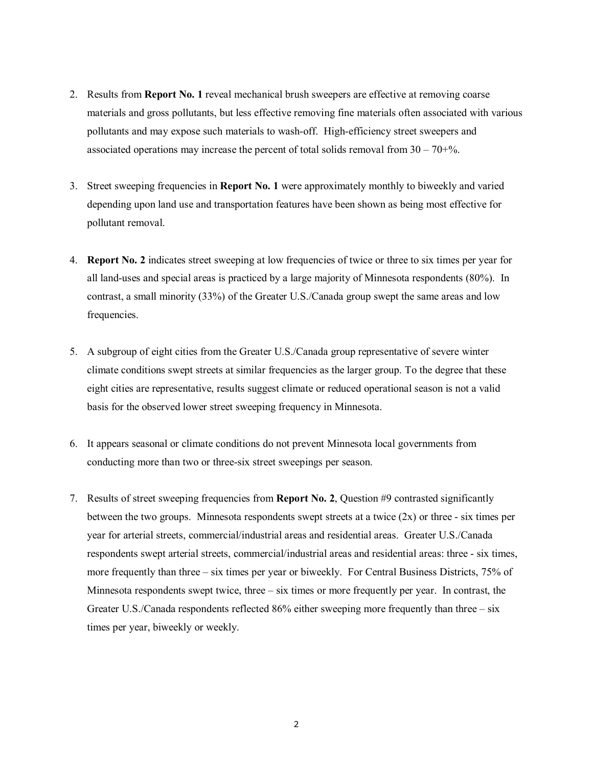2. Results from **Report No. 1** reveal mechanical brush sweepers are effective at removing coarse materials and gross pollutants, but less effective removing fine materials often associated with various pollutants and may expose such materials to wash-off. High-efficiency street sweepers and associated operations may increase the percent of total solids removal from 30 – 70+%.

3. Street sweeping frequencies in **Report No. 1** were approximately monthly to biweekly and varied depending upon land use and transportation features have been shown as being most effective for pollutant removal.

4. **Report No. 2** indicates street sweeping at low frequencies of twice or three to six times per year for all land-uses and special areas is practiced by a large majority of Minnesota respondents (80%). In contrast, a small minority (33%) of the Greater U.S./Canada group swept the same areas and low frequencies.

5. A subgroup of eight cities from the Greater U.S./Canada group representative of severe winter climate conditions swept streets at similar frequencies as the larger group. To the degree that these eight cities are representative, results suggest climate or reduced operational season is not a valid basis for the observed lower street sweeping frequency in Minnesota.

6. It appears seasonal or climate conditions do not prevent Minnesota local governments from conducting more than two or three-six street sweepings per season.

7. Results of street sweeping frequencies from **Report No. 2**, Question #9 contrasted significantly between the two groups. Minnesota respondents swept streets at a twice (2x) or three - six times per year for arterial streets, commercial/industrial areas and residential areas. Greater U.S./Canada respondents swept arterial streets, commercial/industrial areas and residential areas: three - six times, more frequently than three – six times per year or biweekly. For Central Business Districts, 75% of Minnesota respondents swept twice, three – six times or more frequently per year. In contrast, the Greater U.S./Canada respondents reflected 86% either sweeping more frequently than three – six times per year, biweekly or weekly.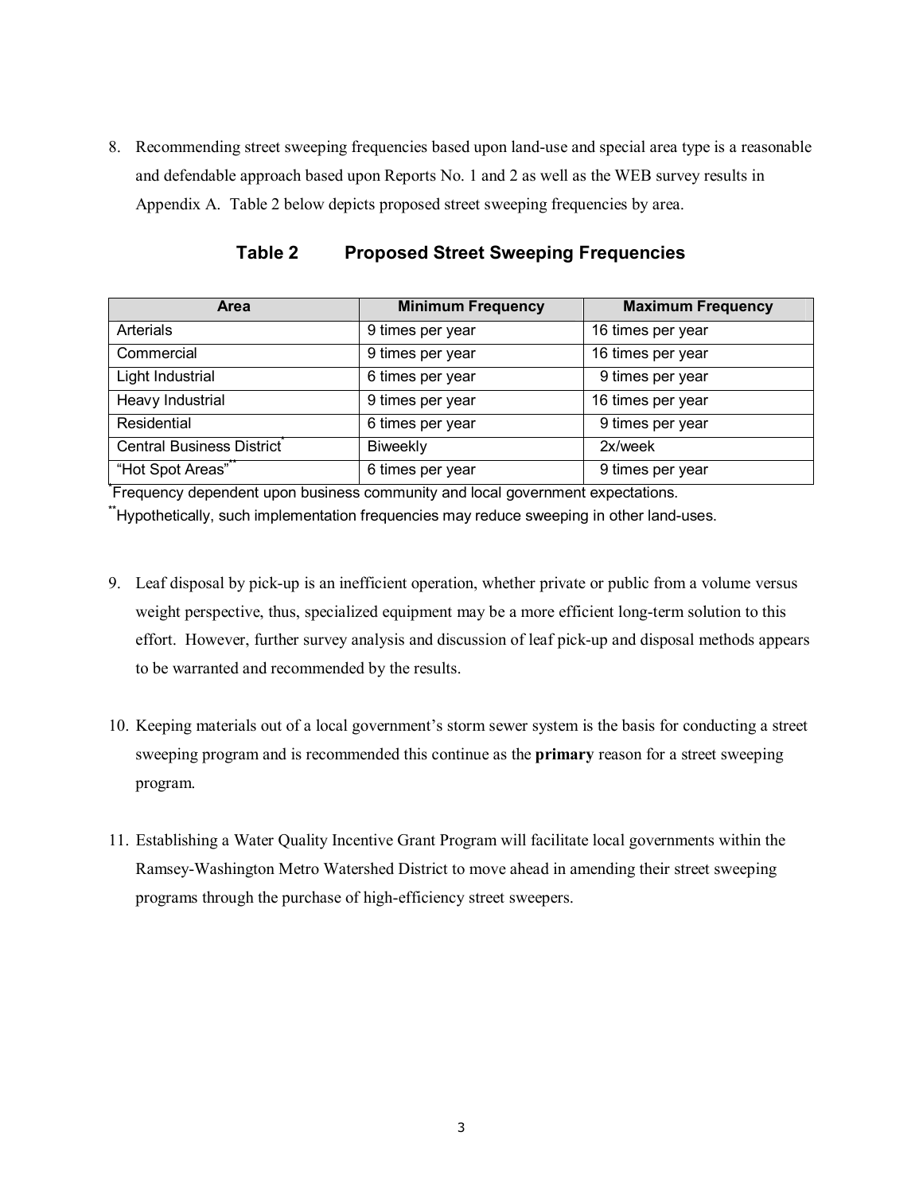8. Recommending street sweeping frequencies based upon land-use and special area type is a reasonable and defendable approach based upon Reports No. 1 and 2 as well as the WEB survey results in Appendix A. Table 2 below depicts proposed street sweeping frequencies by area.

**Table 2 Proposed Street Sweeping Frequencies**

| Area | Minimum Frequency | Maximum Frequency |
|---|---|---|
| Arterials | 9 times per year | 16 times per year |
| Commercial | 9 times per year | 16 times per year |
| Light Industrial | 6 times per year | 9 times per year |
| Heavy Industrial | 9 times per year | 16 times per year |
| Residential | 6 times per year | 9 times per year |
| Central Business District* | Biweekly | 2x/week |
| "Hot Spot Areas"** | 6 times per year | 9 times per year |

*Frequency dependent upon business community and local government expectations.

**Hypothetically, such implementation frequencies may reduce sweeping in other land-uses.

9. Leaf disposal by pick-up is an inefficient operation, whether private or public from a volume versus weight perspective, thus, specialized equipment may be a more efficient long-term solution to this effort. However, further survey analysis and discussion of leaf pick-up and disposal methods appears to be warranted and recommended by the results.

10. Keeping materials out of a local government's storm sewer system is the basis for conducting a street sweeping program and is recommended this continue as the **primary** reason for a street sweeping program.

11. Establishing a Water Quality Incentive Grant Program will facilitate local governments within the Ramsey-Washington Metro Watershed District to move ahead in amending their street sweeping programs through the purchase of high-efficiency street sweepers.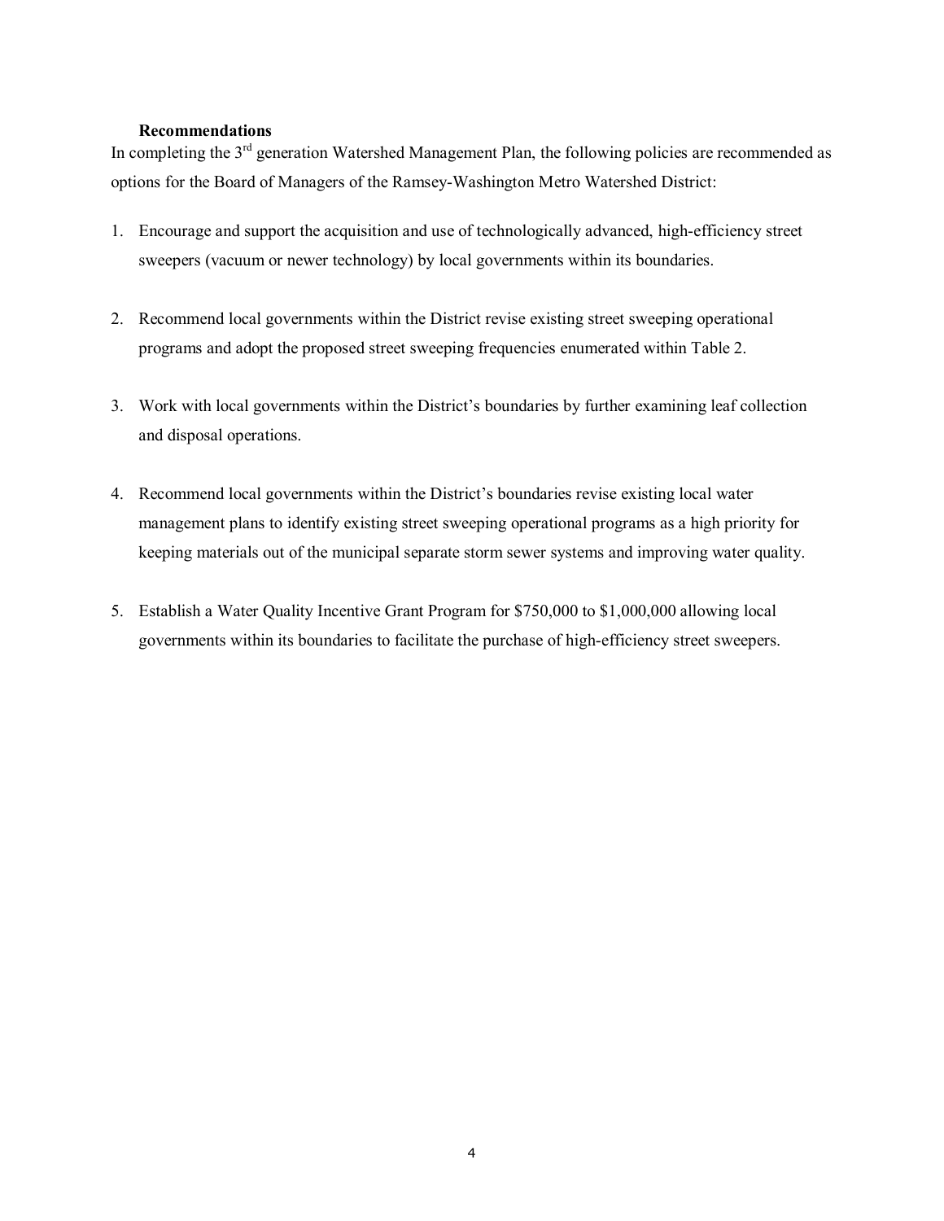**Recommendations**

In completing the 3rd generation Watershed Management Plan, the following policies are recommended as options for the Board of Managers of the Ramsey-Washington Metro Watershed District:

1. Encourage and support the acquisition and use of technologically advanced, high-efficiency street sweepers (vacuum or newer technology) by local governments within its boundaries.

2. Recommend local governments within the District revise existing street sweeping operational programs and adopt the proposed street sweeping frequencies enumerated within Table 2.

3. Work with local governments within the District's boundaries by further examining leaf collection and disposal operations.

4. Recommend local governments within the District's boundaries revise existing local water management plans to identify existing street sweeping operational programs as a high priority for keeping materials out of the municipal separate storm sewer systems and improving water quality.

5. Establish a Water Quality Incentive Grant Program for $750,000 to $1,000,000 allowing local governments within its boundaries to facilitate the purchase of high-efficiency street sweepers.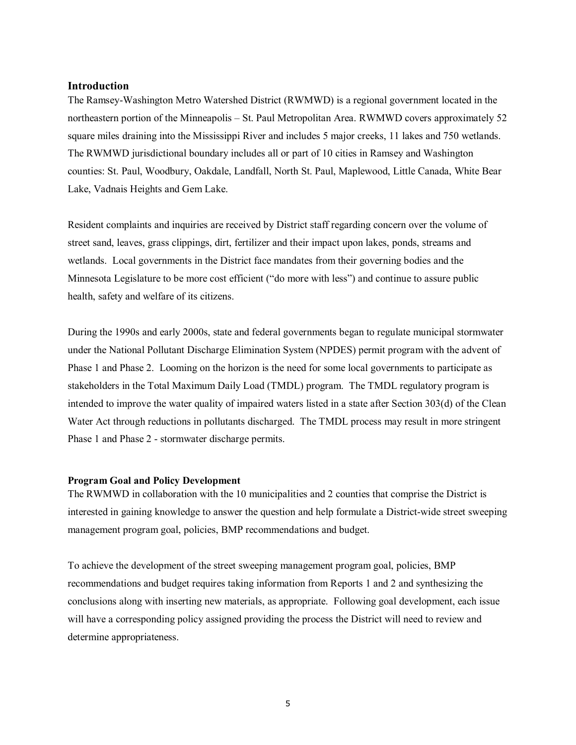## Introduction

The Ramsey-Washington Metro Watershed District (RWMWD) is a regional government located in the northeastern portion of the Minneapolis – St. Paul Metropolitan Area. RWMWD covers approximately 52 square miles draining into the Mississippi River and includes 5 major creeks, 11 lakes and 750 wetlands. The RWMWD jurisdictional boundary includes all or part of 10 cities in Ramsey and Washington counties: St. Paul, Woodbury, Oakdale, Landfall, North St. Paul, Maplewood, Little Canada, White Bear Lake, Vadnais Heights and Gem Lake.

Resident complaints and inquiries are received by District staff regarding concern over the volume of street sand, leaves, grass clippings, dirt, fertilizer and their impact upon lakes, ponds, streams and wetlands. Local governments in the District face mandates from their governing bodies and the Minnesota Legislature to be more cost efficient ("do more with less") and continue to assure public health, safety and welfare of its citizens.

During the 1990s and early 2000s, state and federal governments began to regulate municipal stormwater under the National Pollutant Discharge Elimination System (NPDES) permit program with the advent of Phase 1 and Phase 2. Looming on the horizon is the need for some local governments to participate as stakeholders in the Total Maximum Daily Load (TMDL) program. The TMDL regulatory program is intended to improve the water quality of impaired waters listed in a state after Section 303(d) of the Clean Water Act through reductions in pollutants discharged. The TMDL process may result in more stringent Phase 1 and Phase 2 - stormwater discharge permits.

### Program Goal and Policy Development

The RWMWD in collaboration with the 10 municipalities and 2 counties that comprise the District is interested in gaining knowledge to answer the question and help formulate a District-wide street sweeping management program goal, policies, BMP recommendations and budget.

To achieve the development of the street sweeping management program goal, policies, BMP recommendations and budget requires taking information from Reports 1 and 2 and synthesizing the conclusions along with inserting new materials, as appropriate. Following goal development, each issue will have a corresponding policy assigned providing the process the District will need to review and determine appropriateness.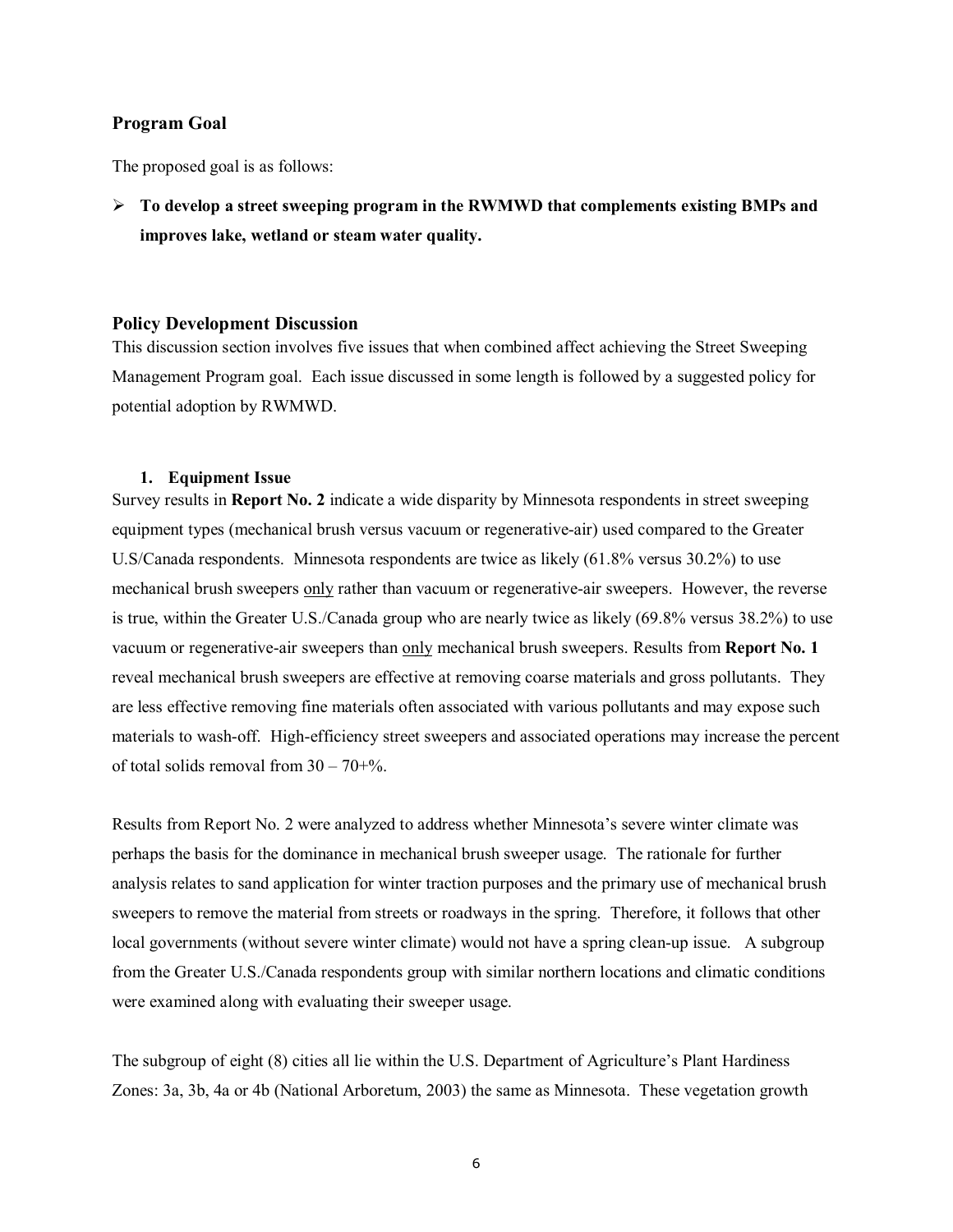## Program Goal

The proposed goal is as follows:

- **To develop a street sweeping program in the RWMWD that complements existing BMPs and improves lake, wetland or steam water quality.**

## Policy Development Discussion

This discussion section involves five issues that when combined affect achieving the Street Sweeping Management Program goal. Each issue discussed in some length is followed by a suggested policy for potential adoption by RWMWD.

### 1. Equipment Issue

Survey results in **Report No. 2** indicate a wide disparity by Minnesota respondents in street sweeping equipment types (mechanical brush versus vacuum or regenerative-air) used compared to the Greater U.S/Canada respondents. Minnesota respondents are twice as likely (61.8% versus 30.2%) to use mechanical brush sweepers <u>only</u> rather than vacuum or regenerative-air sweepers. However, the reverse is true, within the Greater U.S./Canada group who are nearly twice as likely (69.8% versus 38.2%) to use vacuum or regenerative-air sweepers than <u>only</u> mechanical brush sweepers. Results from **Report No. 1** reveal mechanical brush sweepers are effective at removing coarse materials and gross pollutants. They are less effective removing fine materials often associated with various pollutants and may expose such materials to wash-off. High-efficiency street sweepers and associated operations may increase the percent of total solids removal from 30 – 70+%.

Results from Report No. 2 were analyzed to address whether Minnesota's severe winter climate was perhaps the basis for the dominance in mechanical brush sweeper usage. The rationale for further analysis relates to sand application for winter traction purposes and the primary use of mechanical brush sweepers to remove the material from streets or roadways in the spring. Therefore, it follows that other local governments (without severe winter climate) would not have a spring clean-up issue. A subgroup from the Greater U.S./Canada respondents group with similar northern locations and climatic conditions were examined along with evaluating their sweeper usage.

The subgroup of eight (8) cities all lie within the U.S. Department of Agriculture's Plant Hardiness Zones: 3a, 3b, 4a or 4b (National Arboretum, 2003) the same as Minnesota. These vegetation growth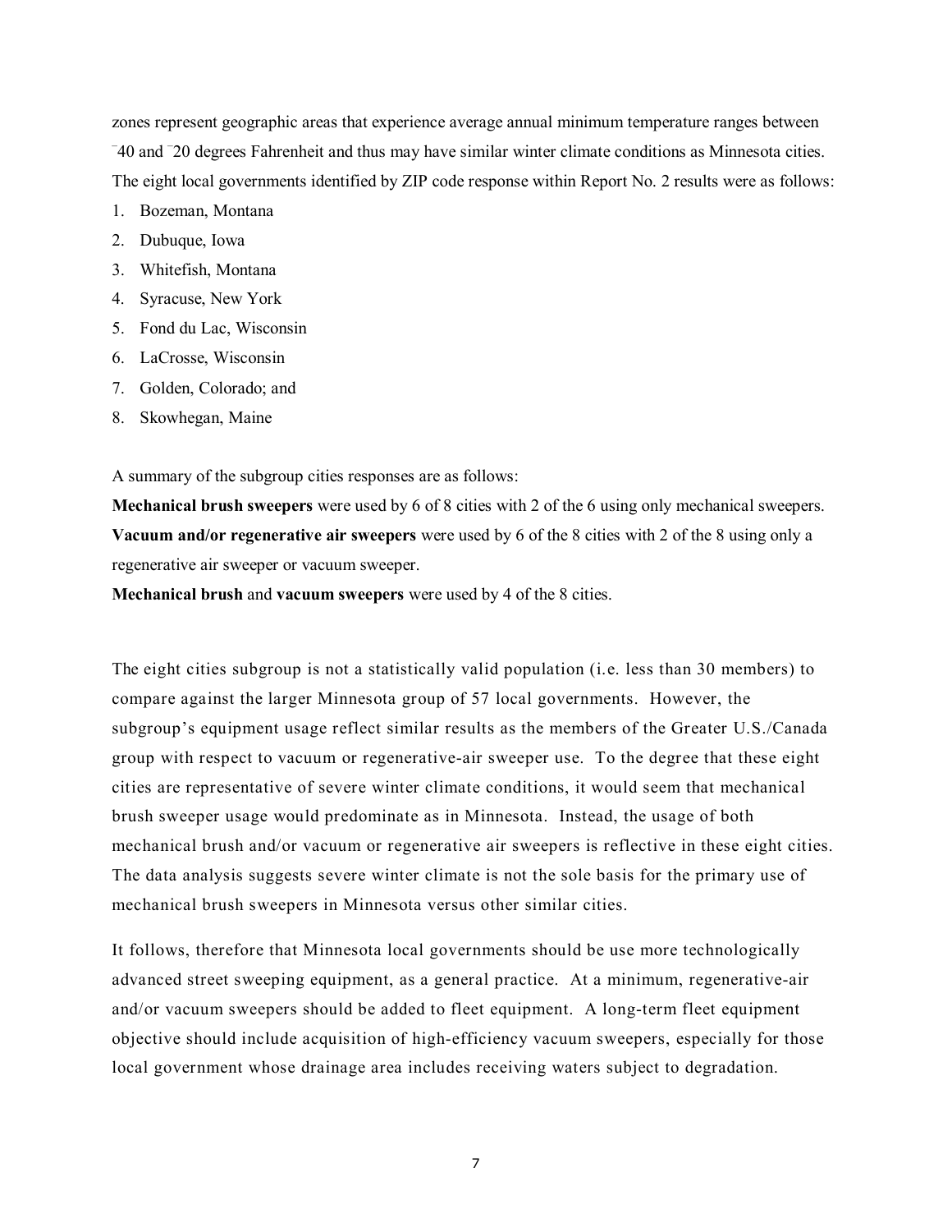zones represent geographic areas that experience average annual minimum temperature ranges between ⁻40 and ⁻20 degrees Fahrenheit and thus may have similar winter climate conditions as Minnesota cities. The eight local governments identified by ZIP code response within Report No. 2 results were as follows:

1. Bozeman, Montana
2. Dubuque, Iowa
3. Whitefish, Montana
4. Syracuse, New York
5. Fond du Lac, Wisconsin
6. LaCrosse, Wisconsin
7. Golden, Colorado; and
8. Skowhegan, Maine

A summary of the subgroup cities responses are as follows:

**Mechanical brush sweepers** were used by 6 of 8 cities with 2 of the 6 using only mechanical sweepers.
**Vacuum and/or regenerative air sweepers** were used by 6 of the 8 cities with 2 of the 8 using only a regenerative air sweeper or vacuum sweeper.
**Mechanical brush** and **vacuum sweepers** were used by 4 of the 8 cities.

The eight cities subgroup is not a statistically valid population (i.e. less than 30 members) to compare against the larger Minnesota group of 57 local governments. However, the subgroup's equipment usage reflect similar results as the members of the Greater U.S./Canada group with respect to vacuum or regenerative-air sweeper use. To the degree that these eight cities are representative of severe winter climate conditions, it would seem that mechanical brush sweeper usage would predominate as in Minnesota. Instead, the usage of both mechanical brush and/or vacuum or regenerative air sweepers is reflective in these eight cities. The data analysis suggests severe winter climate is not the sole basis for the primary use of mechanical brush sweepers in Minnesota versus other similar cities.

It follows, therefore that Minnesota local governments should be use more technologically advanced street sweeping equipment, as a general practice. At a minimum, regenerative-air and/or vacuum sweepers should be added to fleet equipment. A long-term fleet equipment objective should include acquisition of high-efficiency vacuum sweepers, especially for those local government whose drainage area includes receiving waters subject to degradation.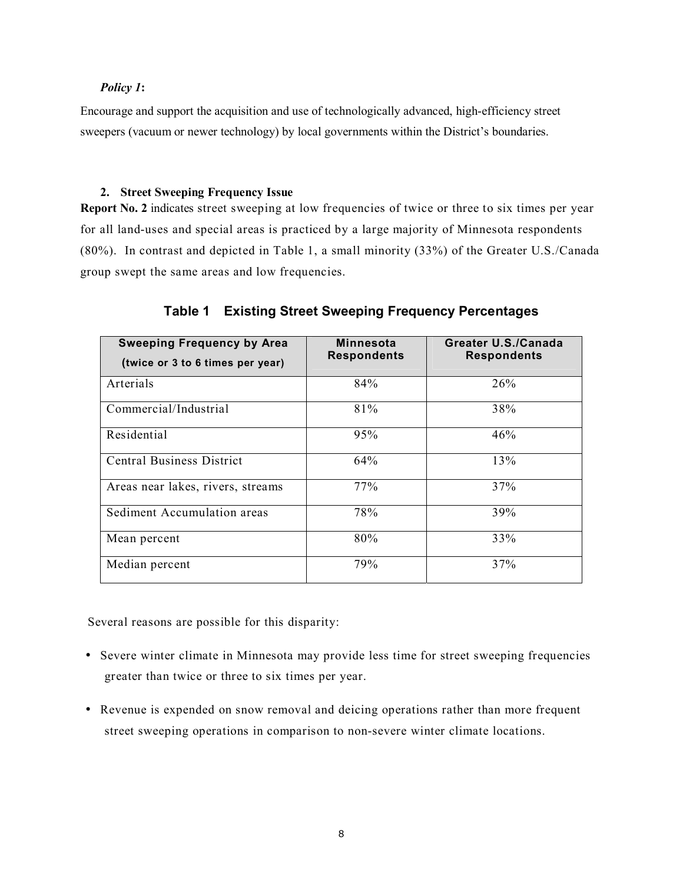*Policy 1***:**

Encourage and support the acquisition and use of technologically advanced, high-efficiency street sweepers (vacuum or newer technology) by local governments within the District's boundaries.

### 2. Street Sweeping Frequency Issue

**Report No. 2** indicates street sweeping at low frequencies of twice or three to six times per year for all land-uses and special areas is practiced by a large majority of Minnesota respondents (80%). In contrast and depicted in Table 1, a small minority (33%) of the Greater U.S./Canada group swept the same areas and low frequencies.

**Table 1 Existing Street Sweeping Frequency Percentages**

| Sweeping Frequency by Area (twice or 3 to 6 times per year) | Minnesota Respondents | Greater U.S./Canada Respondents |
|---|---|---|
| Arterials | 84% | 26% |
| Commercial/Industrial | 81% | 38% |
| Residential | 95% | 46% |
| Central Business District | 64% | 13% |
| Areas near lakes, rivers, streams | 77% | 37% |
| Sediment Accumulation areas | 78% | 39% |
| Mean percent | 80% | 33% |
| Median percent | 79% | 37% |

Several reasons are possible for this disparity:

- Severe winter climate in Minnesota may provide less time for street sweeping frequencies greater than twice or three to six times per year.
- Revenue is expended on snow removal and deicing operations rather than more frequent street sweeping operations in comparison to non-severe winter climate locations.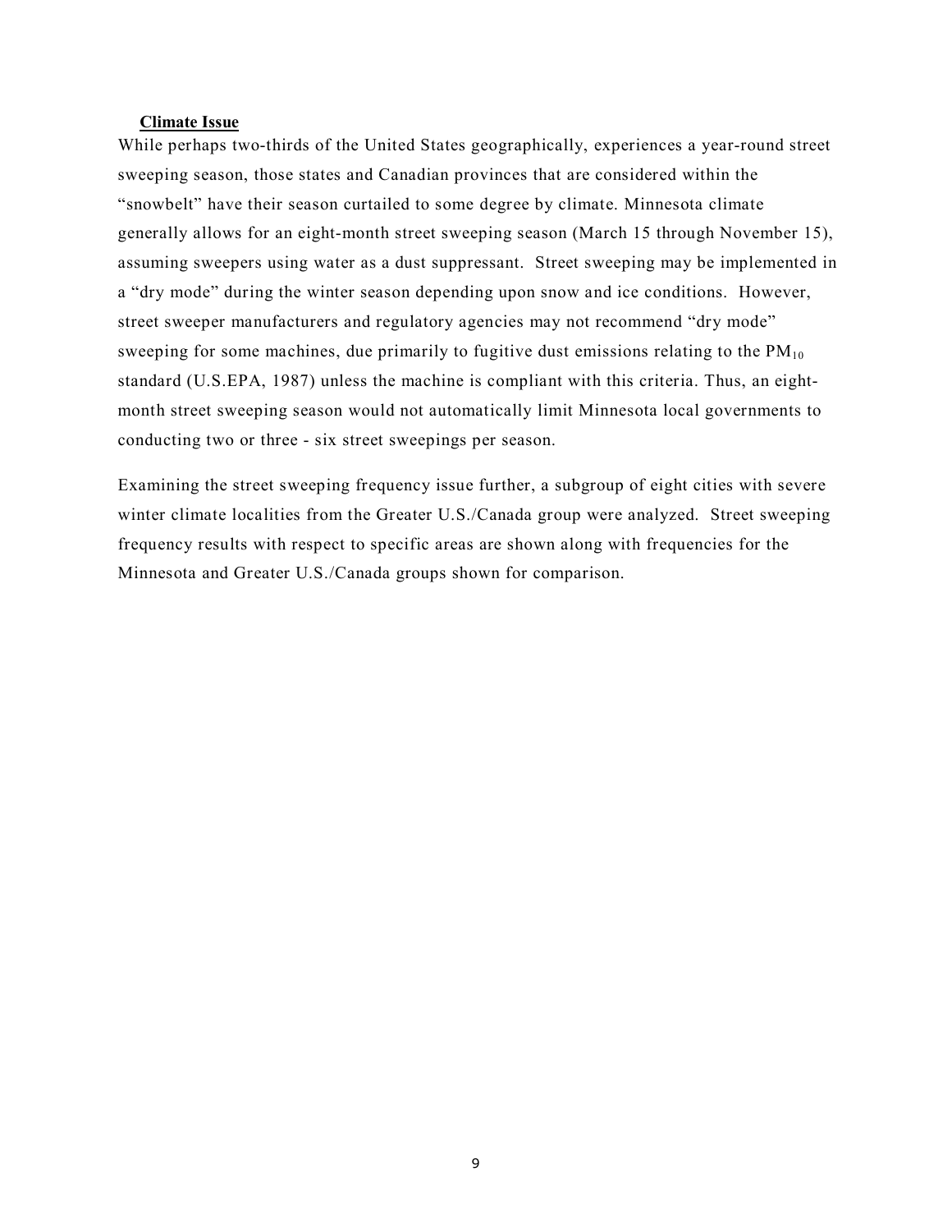**Climate Issue**

While perhaps two-thirds of the United States geographically, experiences a year-round street sweeping season, those states and Canadian provinces that are considered within the "snowbelt" have their season curtailed to some degree by climate. Minnesota climate generally allows for an eight-month street sweeping season (March 15 through November 15), assuming sweepers using water as a dust suppressant. Street sweeping may be implemented in a "dry mode" during the winter season depending upon snow and ice conditions. However, street sweeper manufacturers and regulatory agencies may not recommend "dry mode" sweeping for some machines, due primarily to fugitive dust emissions relating to the $PM_{10}$ standard (U.S.EPA, 1987) unless the machine is compliant with this criteria. Thus, an eight-month street sweeping season would not automatically limit Minnesota local governments to conducting two or three - six street sweepings per season.

Examining the street sweeping frequency issue further, a subgroup of eight cities with severe winter climate localities from the Greater U.S./Canada group were analyzed. Street sweeping frequency results with respect to specific areas are shown along with frequencies for the Minnesota and Greater U.S./Canada groups shown for comparison.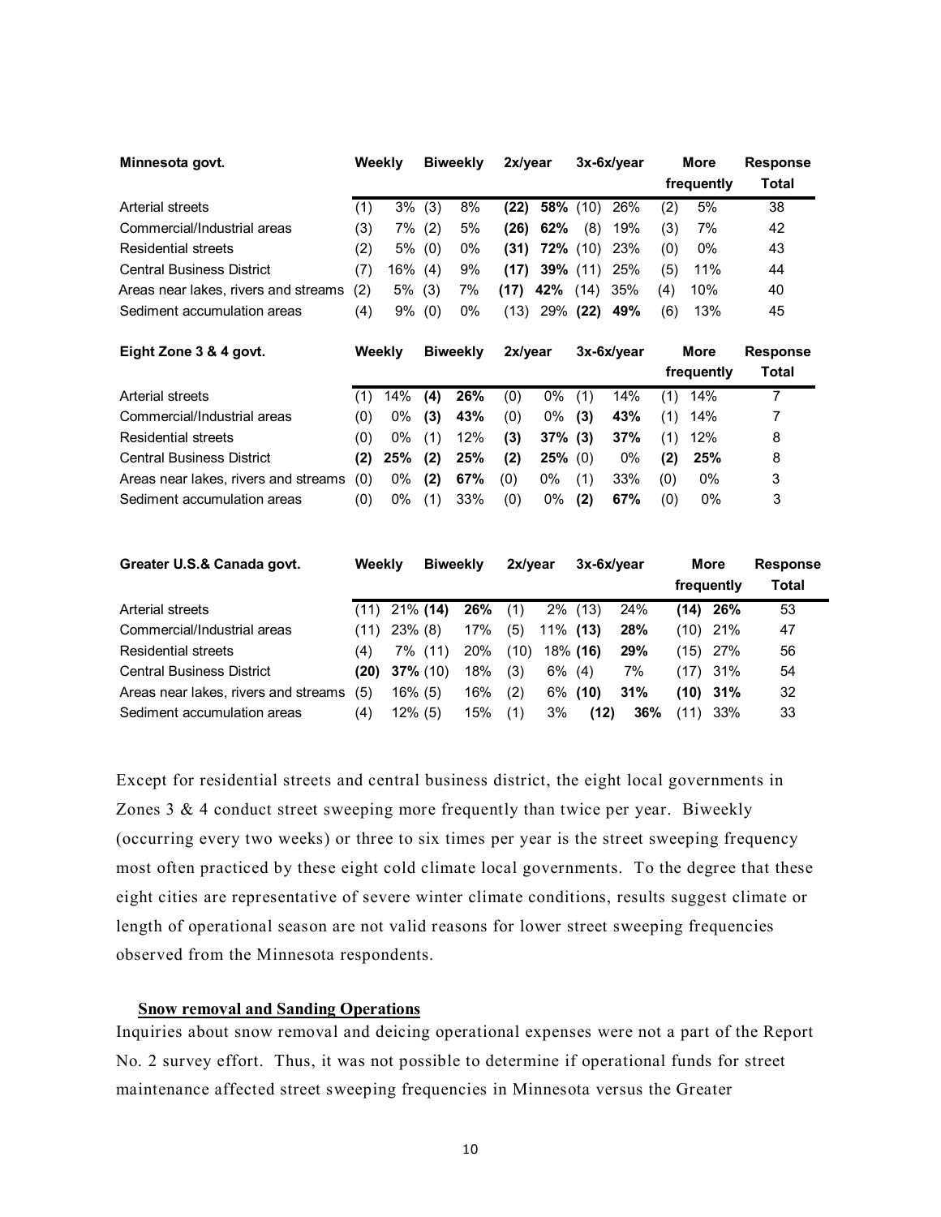| Minnesota govt. | Weekly | | Biweekly | | 2x/year | | 3x-6x/year | | More frequently | | Response Total |
|---|---|---|---|---|---|---|---|---|---|---|---|
| Arterial streets | (1) | 3% | (3) | 8% | **(22)** | **58%** | (10) | 26% | (2) | 5% | 38 |
| Commercial/Industrial areas | (3) | 7% | (2) | 5% | **(26)** | **62%** | (8) | 19% | (3) | 7% | 42 |
| Residential streets | (2) | 5% | (0) | 0% | **(31)** | **72%** | (10) | 23% | (0) | 0% | 43 |
| Central Business District | (7) | 16% | (4) | 9% | **(17)** | **39%** | (11) | 25% | (5) | 11% | 44 |
| Areas near lakes, rivers and streams | (2) | 5% | (3) | 7% | **(17)** | **42%** | (14) | 35% | (4) | 10% | 40 |
| Sediment accumulation areas | (4) | 9% | (0) | 0% | (13) | 29% | **(22)** | **49%** | (6) | 13% | 45 |

| Eight Zone 3 & 4 govt. | Weekly | | Biweekly | | 2x/year | | 3x-6x/year | | More frequently | | Response Total |
|---|---|---|---|---|---|---|---|---|---|---|---|
| Arterial streets | (1) | 14% | **(4)** | **26%** | (0) | 0% | (1) | 14% | (1) | 14% | 7 |
| Commercial/Industrial areas | (0) | 0% | **(3)** | **43%** | (0) | 0% | **(3)** | **43%** | (1) | 14% | 7 |
| Residential streets | (0) | 0% | (1) | 12% | **(3)** | **37%** | **(3)** | **37%** | (1) | 12% | 8 |
| Central Business District | **(2)** | **25%** | **(2)** | **25%** | **(2)** | **25%** | (0) | 0% | **(2)** | **25%** | 8 |
| Areas near lakes, rivers and streams | (0) | 0% | **(2)** | **67%** | (0) | 0% | (1) | 33% | (0) | 0% | 3 |
| Sediment accumulation areas | (0) | 0% | (1) | 33% | (0) | 0% | **(2)** | **67%** | (0) | 0% | 3 |

| Greater U.S.& Canada govt. | Weekly | | Biweekly | | 2x/year | | 3x-6x/year | | More frequently | | Response Total |
|---|---|---|---|---|---|---|---|---|---|---|---|
| Arterial streets | (11) | 21% | **(14)** | **26%** | (1) | 2% | (13) | 24% | **(14)** | **26%** | 53 |
| Commercial/Industrial areas | (11) | 23% | (8) | 17% | (5) | 11% | **(13)** | **28%** | (10) | 21% | 47 |
| Residential streets | (4) | 7% | (11) | 20% | (10) | 18% | **(16)** | **29%** | (15) | 27% | 56 |
| Central Business District | **(20)** | **37%** | (10) | 18% | (3) | 6% | (4) | 7% | (17) | 31% | 54 |
| Areas near lakes, rivers and streams | (5) | 16% | (5) | 16% | (2) | 6% | **(10)** | **31%** | **(10)** | **31%** | 32 |
| Sediment accumulation areas | (4) | 12% | (5) | 15% | (1) | 3% | **(12)** | **36%** | (11) | 33% | 33 |

Except for residential streets and central business district, the eight local governments in Zones 3 & 4 conduct street sweeping more frequently than twice per year. Biweekly (occurring every two weeks) or three to six times per year is the street sweeping frequency most often practiced by these eight cold climate local governments. To the degree that these eight cities are representative of severe winter climate conditions, results suggest climate or length of operational season are not valid reasons for lower street sweeping frequencies observed from the Minnesota respondents.

**Snow removal and Sanding Operations**

Inquiries about snow removal and deicing operational expenses were not a part of the Report No. 2 survey effort. Thus, it was not possible to determine if operational funds for street maintenance affected street sweeping frequencies in Minnesota versus the Greater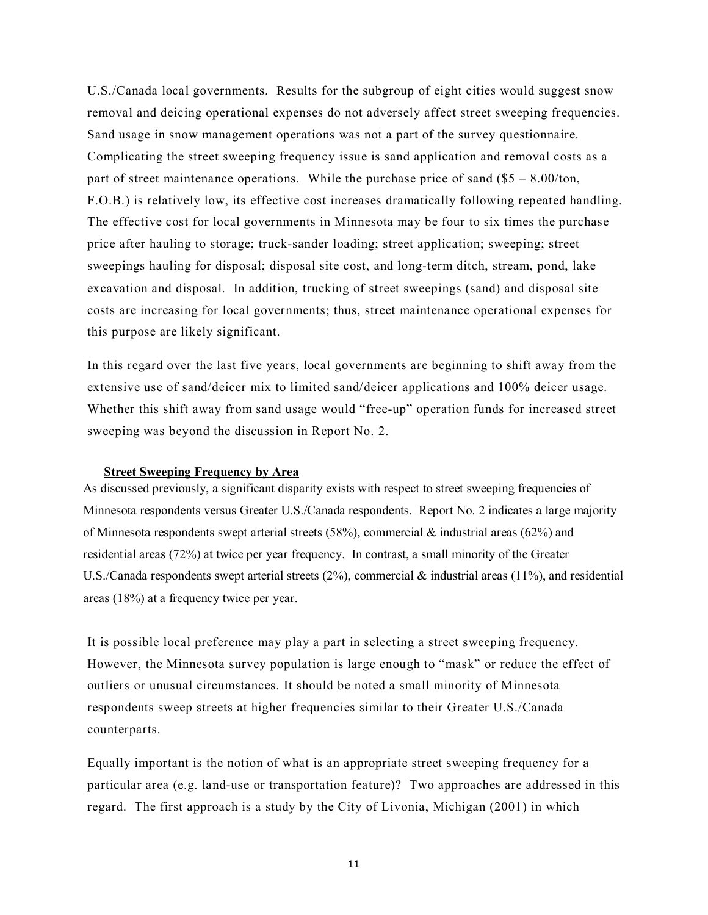U.S./Canada local governments. Results for the subgroup of eight cities would suggest snow removal and deicing operational expenses do not adversely affect street sweeping frequencies. Sand usage in snow management operations was not a part of the survey questionnaire. Complicating the street sweeping frequency issue is sand application and removal costs as a part of street maintenance operations. While the purchase price of sand ($5 – 8.00/ton, F.O.B.) is relatively low, its effective cost increases dramatically following repeated handling. The effective cost for local governments in Minnesota may be four to six times the purchase price after hauling to storage; truck-sander loading; street application; sweeping; street sweepings hauling for disposal; disposal site cost, and long-term ditch, stream, pond, lake excavation and disposal. In addition, trucking of street sweepings (sand) and disposal site costs are increasing for local governments; thus, street maintenance operational expenses for this purpose are likely significant.

In this regard over the last five years, local governments are beginning to shift away from the extensive use of sand/deicer mix to limited sand/deicer applications and 100% deicer usage. Whether this shift away from sand usage would "free-up" operation funds for increased street sweeping was beyond the discussion in Report No. 2.

**Street Sweeping Frequency by Area**

As discussed previously, a significant disparity exists with respect to street sweeping frequencies of Minnesota respondents versus Greater U.S./Canada respondents. Report No. 2 indicates a large majority of Minnesota respondents swept arterial streets (58%), commercial & industrial areas (62%) and residential areas (72%) at twice per year frequency. In contrast, a small minority of the Greater U.S./Canada respondents swept arterial streets (2%), commercial & industrial areas (11%), and residential areas (18%) at a frequency twice per year.

It is possible local preference may play a part in selecting a street sweeping frequency. However, the Minnesota survey population is large enough to "mask" or reduce the effect of outliers or unusual circumstances. It should be noted a small minority of Minnesota respondents sweep streets at higher frequencies similar to their Greater U.S./Canada counterparts.

Equally important is the notion of what is an appropriate street sweeping frequency for a particular area (e.g. land-use or transportation feature)? Two approaches are addressed in this regard. The first approach is a study by the City of Livonia, Michigan (2001) in which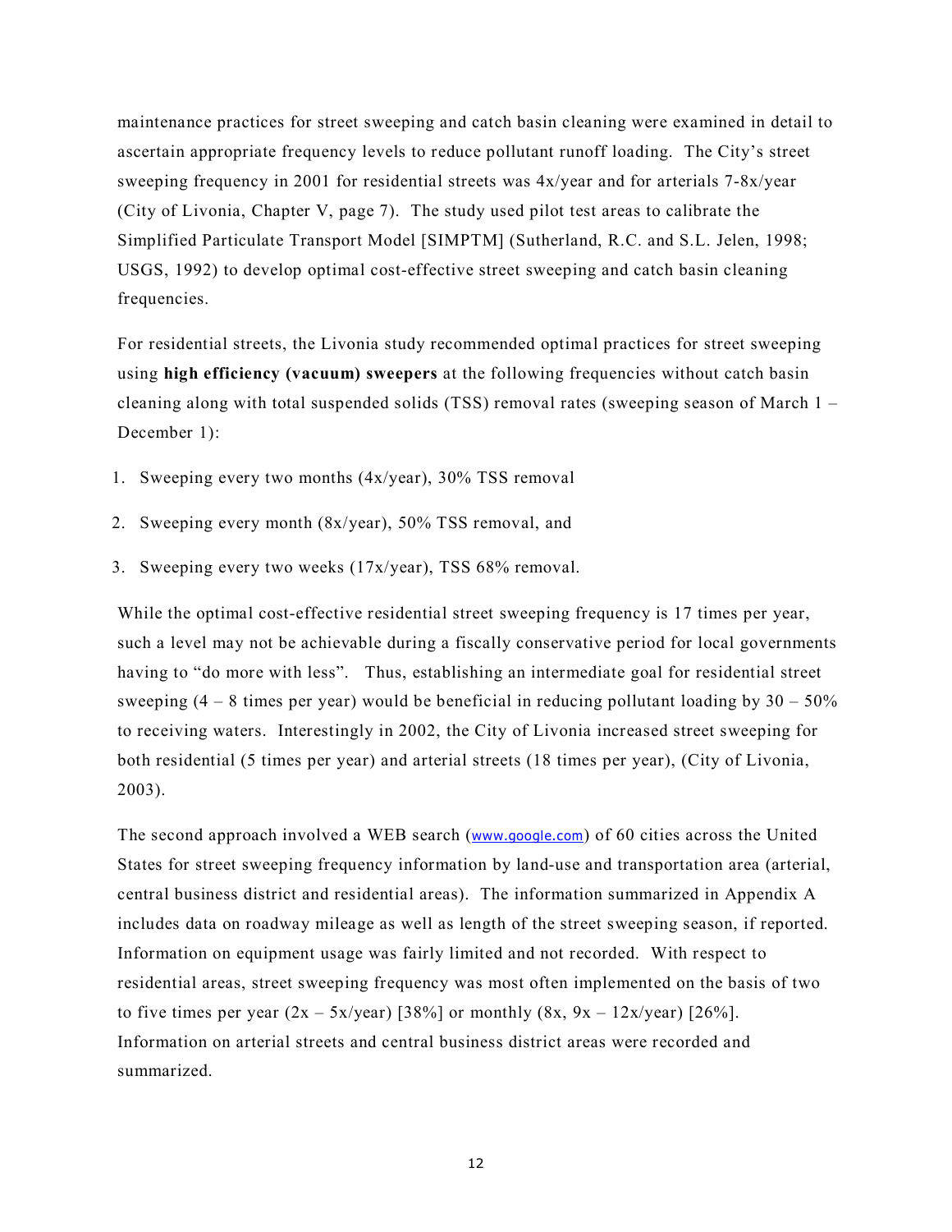maintenance practices for street sweeping and catch basin cleaning were examined in detail to ascertain appropriate frequency levels to reduce pollutant runoff loading. The City's street sweeping frequency in 2001 for residential streets was 4x/year and for arterials 7-8x/year (City of Livonia, Chapter V, page 7). The study used pilot test areas to calibrate the Simplified Particulate Transport Model [SIMPTM] (Sutherland, R.C. and S.L. Jelen, 1998; USGS, 1992) to develop optimal cost-effective street sweeping and catch basin cleaning frequencies.

For residential streets, the Livonia study recommended optimal practices for street sweeping using **high efficiency (vacuum) sweepers** at the following frequencies without catch basin cleaning along with total suspended solids (TSS) removal rates (sweeping season of March 1 – December 1):

1. Sweeping every two months (4x/year), 30% TSS removal
2. Sweeping every month (8x/year), 50% TSS removal, and
3. Sweeping every two weeks (17x/year), TSS 68% removal.

While the optimal cost-effective residential street sweeping frequency is 17 times per year, such a level may not be achievable during a fiscally conservative period for local governments having to "do more with less". Thus, establishing an intermediate goal for residential street sweeping (4 – 8 times per year) would be beneficial in reducing pollutant loading by 30 – 50% to receiving waters. Interestingly in 2002, the City of Livonia increased street sweeping for both residential (5 times per year) and arterial streets (18 times per year), (City of Livonia, 2003).

The second approach involved a WEB search (www.google.com) of 60 cities across the United States for street sweeping frequency information by land-use and transportation area (arterial, central business district and residential areas). The information summarized in Appendix A includes data on roadway mileage as well as length of the street sweeping season, if reported. Information on equipment usage was fairly limited and not recorded. With respect to residential areas, street sweeping frequency was most often implemented on the basis of two to five times per year (2x – 5x/year) [38%] or monthly (8x, 9x – 12x/year) [26%]. Information on arterial streets and central business district areas were recorded and summarized.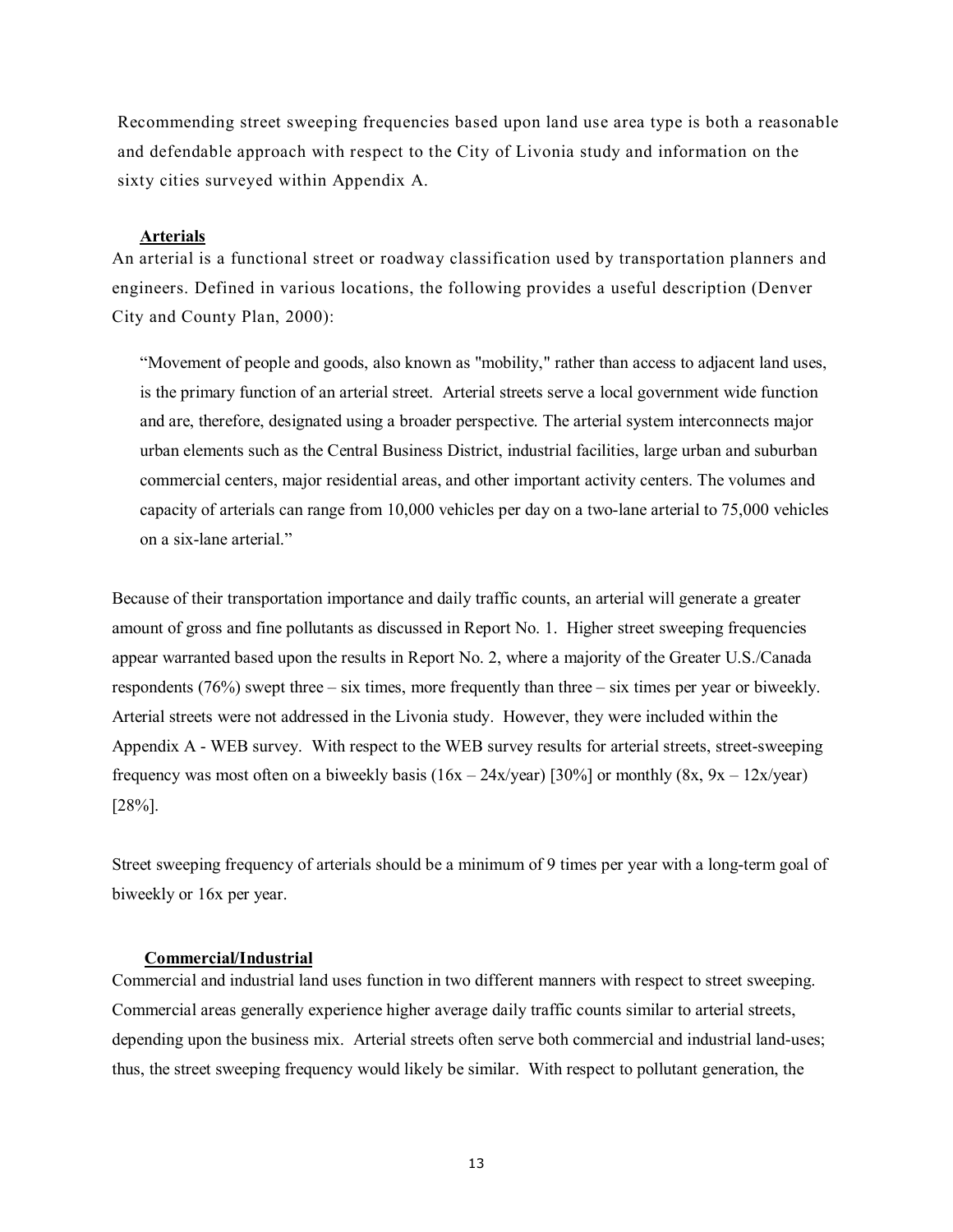Recommending street sweeping frequencies based upon land use area type is both a reasonable and defendable approach with respect to the City of Livonia study and information on the sixty cities surveyed within Appendix A.

### **Arterials**

An arterial is a functional street or roadway classification used by transportation planners and engineers. Defined in various locations, the following provides a useful description (Denver City and County Plan, 2000):

> "Movement of people and goods, also known as "mobility," rather than access to adjacent land uses, is the primary function of an arterial street. Arterial streets serve a local government wide function and are, therefore, designated using a broader perspective. The arterial system interconnects major urban elements such as the Central Business District, industrial facilities, large urban and suburban commercial centers, major residential areas, and other important activity centers. The volumes and capacity of arterials can range from 10,000 vehicles per day on a two-lane arterial to 75,000 vehicles on a six-lane arterial."

Because of their transportation importance and daily traffic counts, an arterial will generate a greater amount of gross and fine pollutants as discussed in Report No. 1. Higher street sweeping frequencies appear warranted based upon the results in Report No. 2, where a majority of the Greater U.S./Canada respondents (76%) swept three – six times, more frequently than three – six times per year or biweekly. Arterial streets were not addressed in the Livonia study. However, they were included within the Appendix A - WEB survey. With respect to the WEB survey results for arterial streets, street-sweeping frequency was most often on a biweekly basis (16x – 24x/year) [30%] or monthly (8x, 9x – 12x/year) [28%].

Street sweeping frequency of arterials should be a minimum of 9 times per year with a long-term goal of biweekly or 16x per year.

### **Commercial/Industrial**

Commercial and industrial land uses function in two different manners with respect to street sweeping. Commercial areas generally experience higher average daily traffic counts similar to arterial streets, depending upon the business mix. Arterial streets often serve both commercial and industrial land-uses; thus, the street sweeping frequency would likely be similar. With respect to pollutant generation, the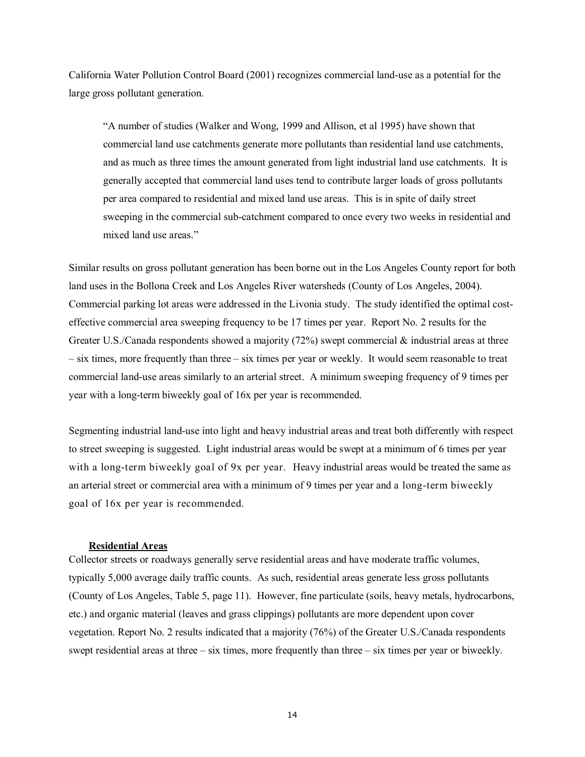California Water Pollution Control Board (2001) recognizes commercial land-use as a potential for the large gross pollutant generation.

> "A number of studies (Walker and Wong, 1999 and Allison, et al 1995) have shown that commercial land use catchments generate more pollutants than residential land use catchments, and as much as three times the amount generated from light industrial land use catchments. It is generally accepted that commercial land uses tend to contribute larger loads of gross pollutants per area compared to residential and mixed land use areas. This is in spite of daily street sweeping in the commercial sub-catchment compared to once every two weeks in residential and mixed land use areas."

Similar results on gross pollutant generation has been borne out in the Los Angeles County report for both land uses in the Bollona Creek and Los Angeles River watersheds (County of Los Angeles, 2004). Commercial parking lot areas were addressed in the Livonia study. The study identified the optimal cost-effective commercial area sweeping frequency to be 17 times per year. Report No. 2 results for the Greater U.S./Canada respondents showed a majority (72%) swept commercial & industrial areas at three – six times, more frequently than three – six times per year or weekly. It would seem reasonable to treat commercial land-use areas similarly to an arterial street. A minimum sweeping frequency of 9 times per year with a long-term biweekly goal of 16x per year is recommended.

Segmenting industrial land-use into light and heavy industrial areas and treat both differently with respect to street sweeping is suggested. Light industrial areas would be swept at a minimum of 6 times per year with a long-term biweekly goal of 9x per year. Heavy industrial areas would be treated the same as an arterial street or commercial area with a minimum of 9 times per year and a long-term biweekly goal of 16x per year is recommended.

**Residential Areas**

Collector streets or roadways generally serve residential areas and have moderate traffic volumes, typically 5,000 average daily traffic counts. As such, residential areas generate less gross pollutants (County of Los Angeles, Table 5, page 11). However, fine particulate (soils, heavy metals, hydrocarbons, etc.) and organic material (leaves and grass clippings) pollutants are more dependent upon cover vegetation. Report No. 2 results indicated that a majority (76%) of the Greater U.S./Canada respondents swept residential areas at three – six times, more frequently than three – six times per year or biweekly.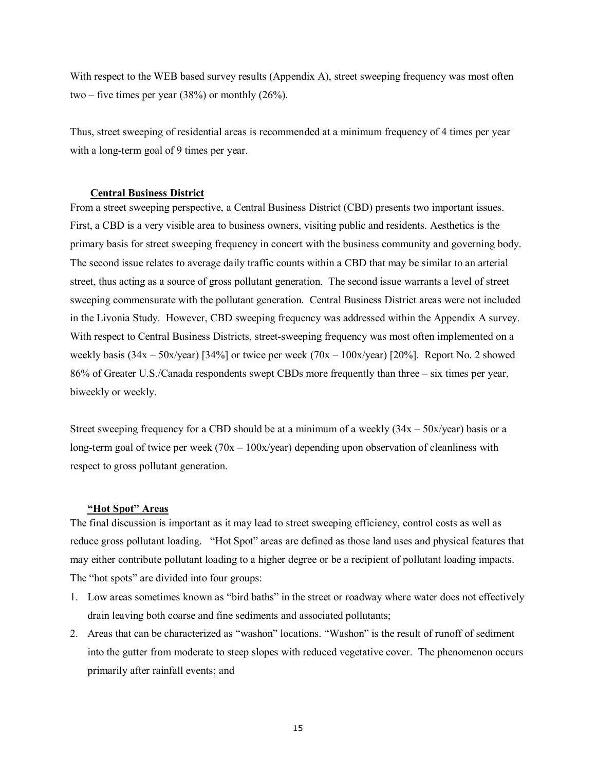With respect to the WEB based survey results (Appendix A), street sweeping frequency was most often two – five times per year (38%) or monthly (26%).

Thus, street sweeping of residential areas is recommended at a minimum frequency of 4 times per year with a long-term goal of 9 times per year.

### Central Business District

From a street sweeping perspective, a Central Business District (CBD) presents two important issues. First, a CBD is a very visible area to business owners, visiting public and residents. Aesthetics is the primary basis for street sweeping frequency in concert with the business community and governing body. The second issue relates to average daily traffic counts within a CBD that may be similar to an arterial street, thus acting as a source of gross pollutant generation. The second issue warrants a level of street sweeping commensurate with the pollutant generation. Central Business District areas were not included in the Livonia Study. However, CBD sweeping frequency was addressed within the Appendix A survey. With respect to Central Business Districts, street-sweeping frequency was most often implemented on a weekly basis (34x – 50x/year) [34%] or twice per week (70x – 100x/year) [20%]. Report No. 2 showed 86% of Greater U.S./Canada respondents swept CBDs more frequently than three – six times per year, biweekly or weekly.

Street sweeping frequency for a CBD should be at a minimum of a weekly (34x – 50x/year) basis or a long-term goal of twice per week (70x – 100x/year) depending upon observation of cleanliness with respect to gross pollutant generation.

### "Hot Spot" Areas

The final discussion is important as it may lead to street sweeping efficiency, control costs as well as reduce gross pollutant loading. "Hot Spot" areas are defined as those land uses and physical features that may either contribute pollutant loading to a higher degree or be a recipient of pollutant loading impacts. The "hot spots" are divided into four groups:

1. Low areas sometimes known as "bird baths" in the street or roadway where water does not effectively drain leaving both coarse and fine sediments and associated pollutants;
2. Areas that can be characterized as "washon" locations. "Washon" is the result of runoff of sediment into the gutter from moderate to steep slopes with reduced vegetative cover. The phenomenon occurs primarily after rainfall events; and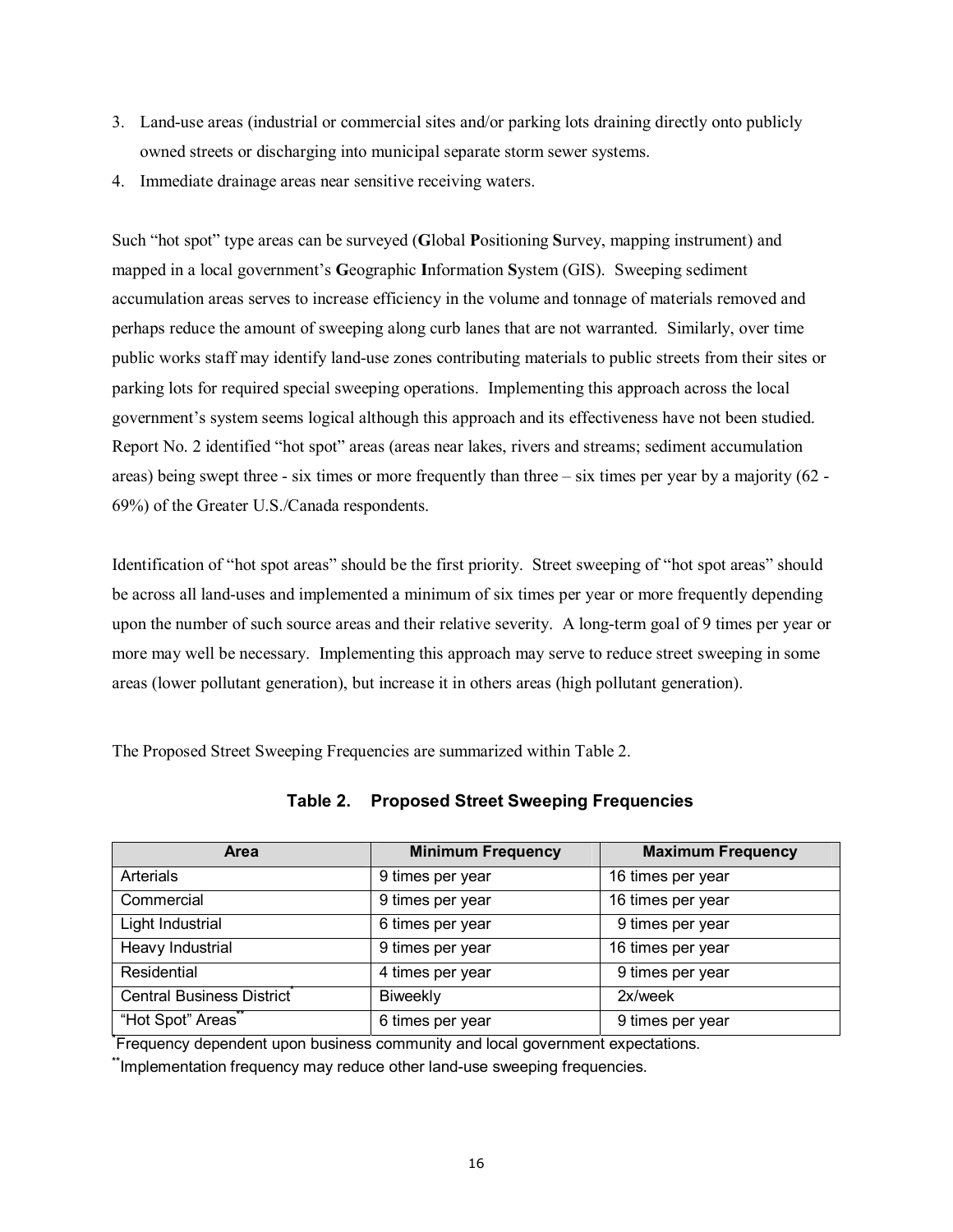3. Land-use areas (industrial or commercial sites and/or parking lots draining directly onto publicly owned streets or discharging into municipal separate storm sewer systems.
4. Immediate drainage areas near sensitive receiving waters.

Such "hot spot" type areas can be surveyed (**G**lobal **P**ositioning **S**urvey, mapping instrument) and mapped in a local government's **G**eographic **I**nformation **S**ystem (GIS). Sweeping sediment accumulation areas serves to increase efficiency in the volume and tonnage of materials removed and perhaps reduce the amount of sweeping along curb lanes that are not warranted. Similarly, over time public works staff may identify land-use zones contributing materials to public streets from their sites or parking lots for required special sweeping operations. Implementing this approach across the local government's system seems logical although this approach and its effectiveness have not been studied. Report No. 2 identified "hot spot" areas (areas near lakes, rivers and streams; sediment accumulation areas) being swept three - six times or more frequently than three – six times per year by a majority (62 - 69%) of the Greater U.S./Canada respondents.

Identification of "hot spot areas" should be the first priority. Street sweeping of "hot spot areas" should be across all land-uses and implemented a minimum of six times per year or more frequently depending upon the number of such source areas and their relative severity. A long-term goal of 9 times per year or more may well be necessary. Implementing this approach may serve to reduce street sweeping in some areas (lower pollutant generation), but increase it in others areas (high pollutant generation).

The Proposed Street Sweeping Frequencies are summarized within Table 2.

**Table 2. Proposed Street Sweeping Frequencies**

| Area | Minimum Frequency | Maximum Frequency |
|---|---|---|
| Arterials | 9 times per year | 16 times per year |
| Commercial | 9 times per year | 16 times per year |
| Light Industrial | 6 times per year | 9 times per year |
| Heavy Industrial | 9 times per year | 16 times per year |
| Residential | 4 times per year | 9 times per year |
| Central Business District* | Biweekly | 2x/week |
| "Hot Spot" Areas** | 6 times per year | 9 times per year |

*Frequency dependent upon business community and local government expectations.

**Implementation frequency may reduce other land-use sweeping frequencies.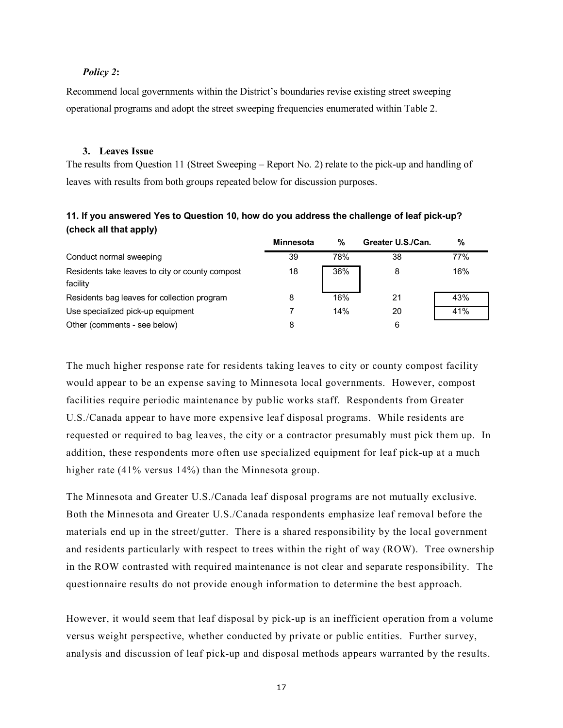*Policy 2*:

Recommend local governments within the District's boundaries revise existing street sweeping operational programs and adopt the street sweeping frequencies enumerated within Table 2.

### 3. Leaves Issue

The results from Question 11 (Street Sweeping – Report No. 2) relate to the pick-up and handling of leaves with results from both groups repeated below for discussion purposes.

**11. If you answered Yes to Question 10, how do you address the challenge of leaf pick-up? (check all that apply)**

| | Minnesota | % | Greater U.S./Can. | % |
|---|---|---|---|---|
| Conduct normal sweeping | 39 | 78% | 38 | 77% |
| Residents take leaves to city or county compost facility | 18 | 36% | 8 | 16% |
| Residents bag leaves for collection program | 8 | 16% | 21 | 43% |
| Use specialized pick-up equipment | 7 | 14% | 20 | 41% |
| Other (comments - see below) | 8 | | 6 | |

The much higher response rate for residents taking leaves to city or county compost facility would appear to be an expense saving to Minnesota local governments. However, compost facilities require periodic maintenance by public works staff. Respondents from Greater U.S./Canada appear to have more expensive leaf disposal programs. While residents are requested or required to bag leaves, the city or a contractor presumably must pick them up. In addition, these respondents more often use specialized equipment for leaf pick-up at a much higher rate (41% versus 14%) than the Minnesota group.

The Minnesota and Greater U.S./Canada leaf disposal programs are not mutually exclusive. Both the Minnesota and Greater U.S./Canada respondents emphasize leaf removal before the materials end up in the street/gutter. There is a shared responsibility by the local government and residents particularly with respect to trees within the right of way (ROW). Tree ownership in the ROW contrasted with required maintenance is not clear and separate responsibility. The questionnaire results do not provide enough information to determine the best approach.

However, it would seem that leaf disposal by pick-up is an inefficient operation from a volume versus weight perspective, whether conducted by private or public entities. Further survey, analysis and discussion of leaf pick-up and disposal methods appears warranted by the results.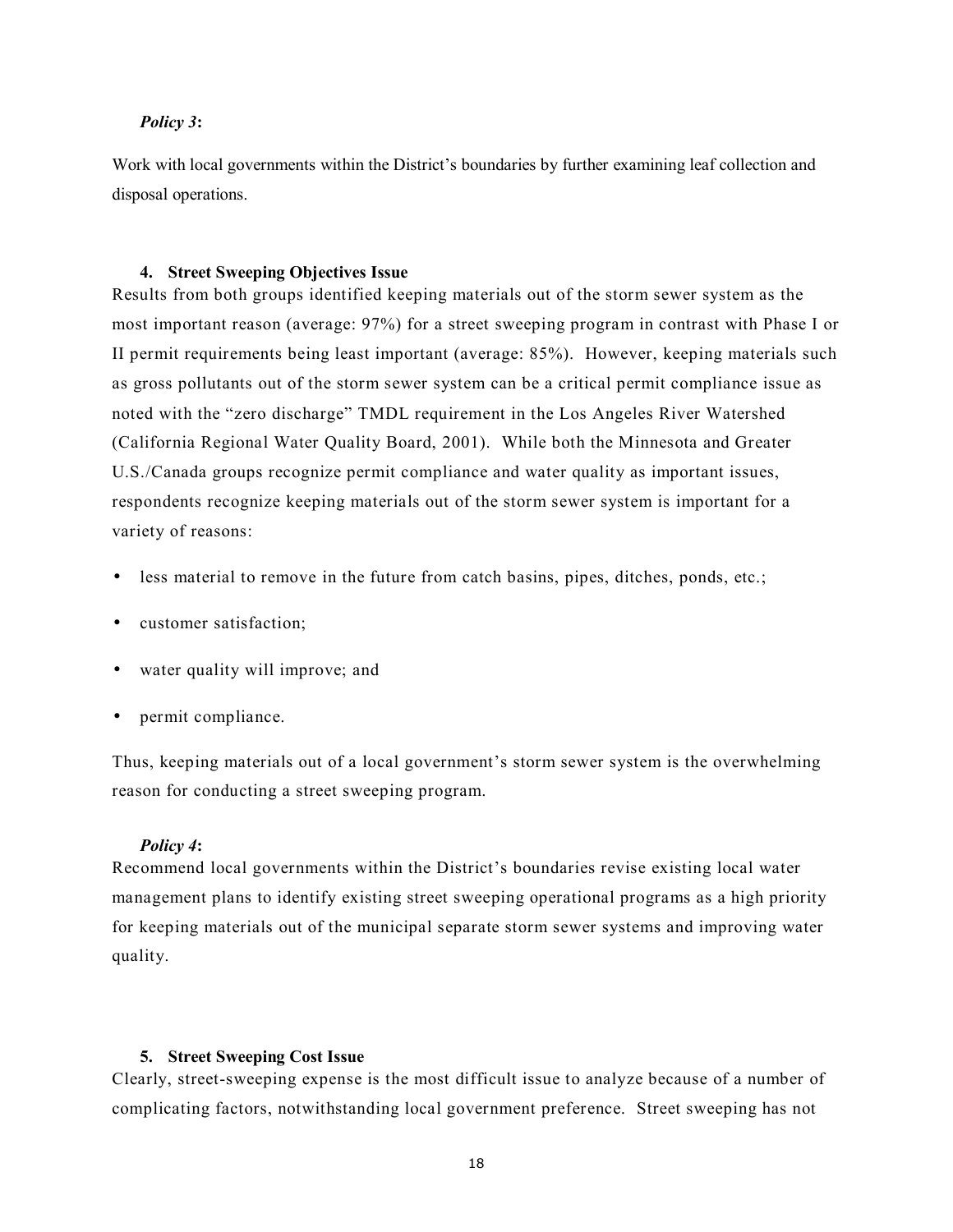*Policy 3***:**

Work with local governments within the District's boundaries by further examining leaf collection and disposal operations.

### 4. Street Sweeping Objectives Issue

Results from both groups identified keeping materials out of the storm sewer system as the most important reason (average: 97%) for a street sweeping program in contrast with Phase I or II permit requirements being least important (average: 85%). However, keeping materials such as gross pollutants out of the storm sewer system can be a critical permit compliance issue as noted with the "zero discharge" TMDL requirement in the Los Angeles River Watershed (California Regional Water Quality Board, 2001). While both the Minnesota and Greater U.S./Canada groups recognize permit compliance and water quality as important issues, respondents recognize keeping materials out of the storm sewer system is important for a variety of reasons:

- less material to remove in the future from catch basins, pipes, ditches, ponds, etc.;
- customer satisfaction;
- water quality will improve; and
- permit compliance.

Thus, keeping materials out of a local government's storm sewer system is the overwhelming reason for conducting a street sweeping program.

*Policy 4***:**

Recommend local governments within the District's boundaries revise existing local water management plans to identify existing street sweeping operational programs as a high priority for keeping materials out of the municipal separate storm sewer systems and improving water quality.

### 5. Street Sweeping Cost Issue

Clearly, street-sweeping expense is the most difficult issue to analyze because of a number of complicating factors, notwithstanding local government preference. Street sweeping has not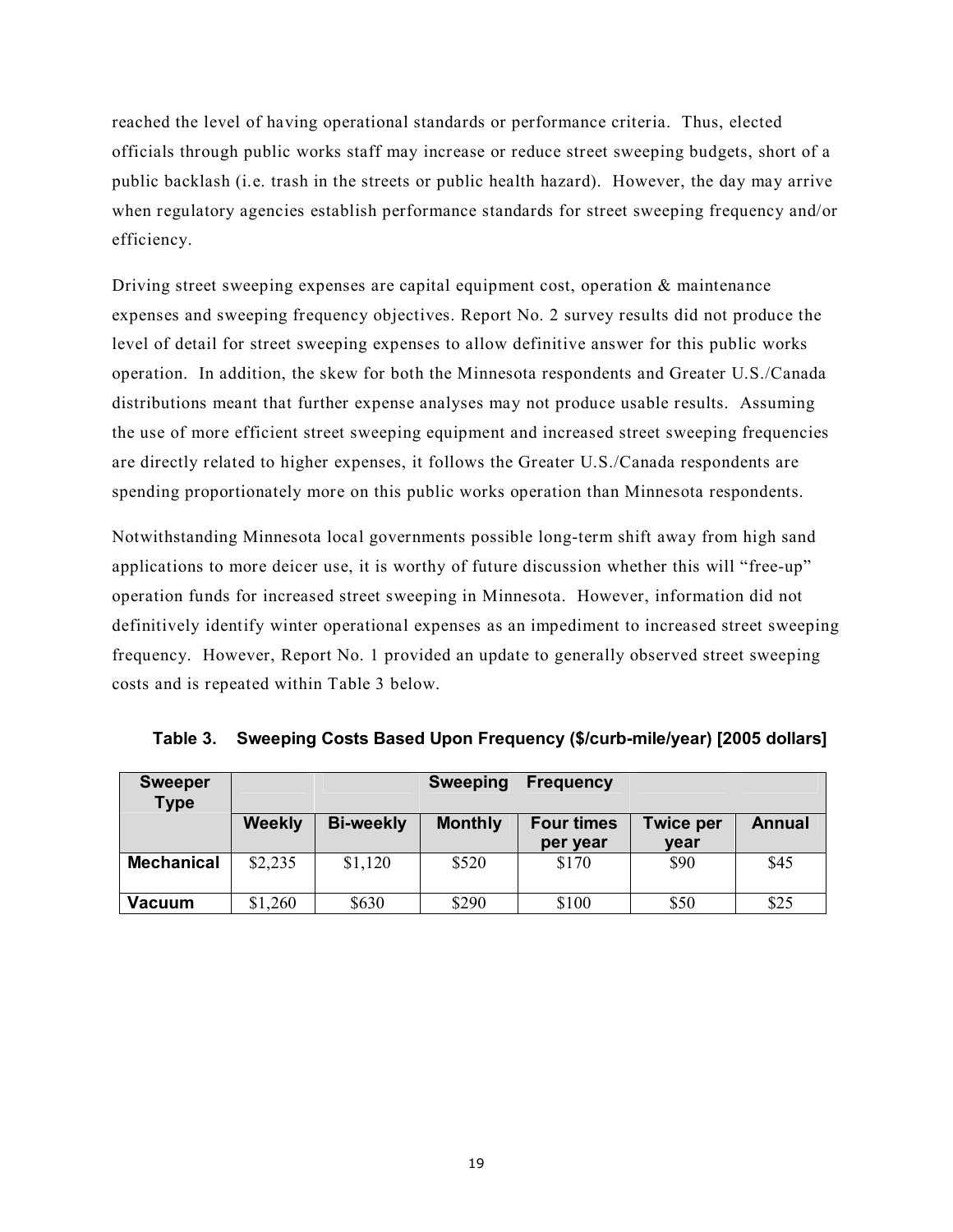reached the level of having operational standards or performance criteria. Thus, elected officials through public works staff may increase or reduce street sweeping budgets, short of a public backlash (i.e. trash in the streets or public health hazard). However, the day may arrive when regulatory agencies establish performance standards for street sweeping frequency and/or efficiency.

Driving street sweeping expenses are capital equipment cost, operation & maintenance expenses and sweeping frequency objectives. Report No. 2 survey results did not produce the level of detail for street sweeping expenses to allow definitive answer for this public works operation. In addition, the skew for both the Minnesota respondents and Greater U.S./Canada distributions meant that further expense analyses may not produce usable results. Assuming the use of more efficient street sweeping equipment and increased street sweeping frequencies are directly related to higher expenses, it follows the Greater U.S./Canada respondents are spending proportionately more on this public works operation than Minnesota respondents.

Notwithstanding Minnesota local governments possible long-term shift away from high sand applications to more deicer use, it is worthy of future discussion whether this will "free-up" operation funds for increased street sweeping in Minnesota. However, information did not definitively identify winter operational expenses as an impediment to increased street sweeping frequency. However, Report No. 1 provided an update to generally observed street sweeping costs and is repeated within Table 3 below.

**Table 3. Sweeping Costs Based Upon Frequency ($/curb-mile/year) [2005 dollars]**

| Sweeper Type | Sweeping Frequency | | | | | |
|---|---|---|---|---|---|---|
| | Weekly | Bi-weekly | Monthly | Four times per year | Twice per year | Annual |
| **Mechanical** | $2,235 | $1,120 | $520 | $170 | $90 | $45 |
| **Vacuum** | $1,260 | $630 | $290 | $100 | $50 | $25 |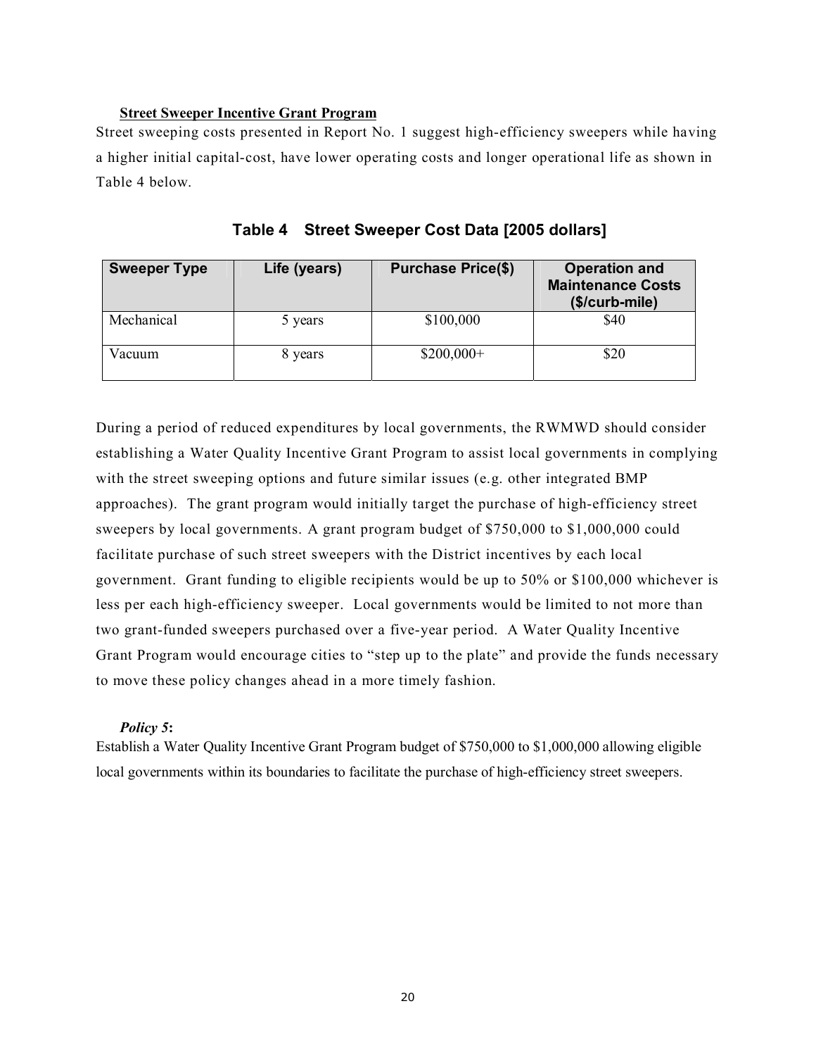**Street Sweeper Incentive Grant Program**

Street sweeping costs presented in Report No. 1 suggest high-efficiency sweepers while having a higher initial capital-cost, have lower operating costs and longer operational life as shown in Table 4 below.

**Table 4 Street Sweeper Cost Data [2005 dollars]**

| Sweeper Type | Life (years) | Purchase Price($) | Operation and Maintenance Costs ($/curb-mile) |
| --- | --- | --- | --- |
| Mechanical | 5 years | $100,000 | $40 |
| Vacuum | 8 years | $200,000+ | $20 |

During a period of reduced expenditures by local governments, the RWMWD should consider establishing a Water Quality Incentive Grant Program to assist local governments in complying with the street sweeping options and future similar issues (e.g. other integrated BMP approaches). The grant program would initially target the purchase of high-efficiency street sweepers by local governments. A grant program budget of $750,000 to $1,000,000 could facilitate purchase of such street sweepers with the District incentives by each local government. Grant funding to eligible recipients would be up to 50% or $100,000 whichever is less per each high-efficiency sweeper. Local governments would be limited to not more than two grant-funded sweepers purchased over a five-year period. A Water Quality Incentive Grant Program would encourage cities to "step up to the plate" and provide the funds necessary to move these policy changes ahead in a more timely fashion.

***Policy 5*:**

Establish a Water Quality Incentive Grant Program budget of $750,000 to $1,000,000 allowing eligible local governments within its boundaries to facilitate the purchase of high-efficiency street sweepers.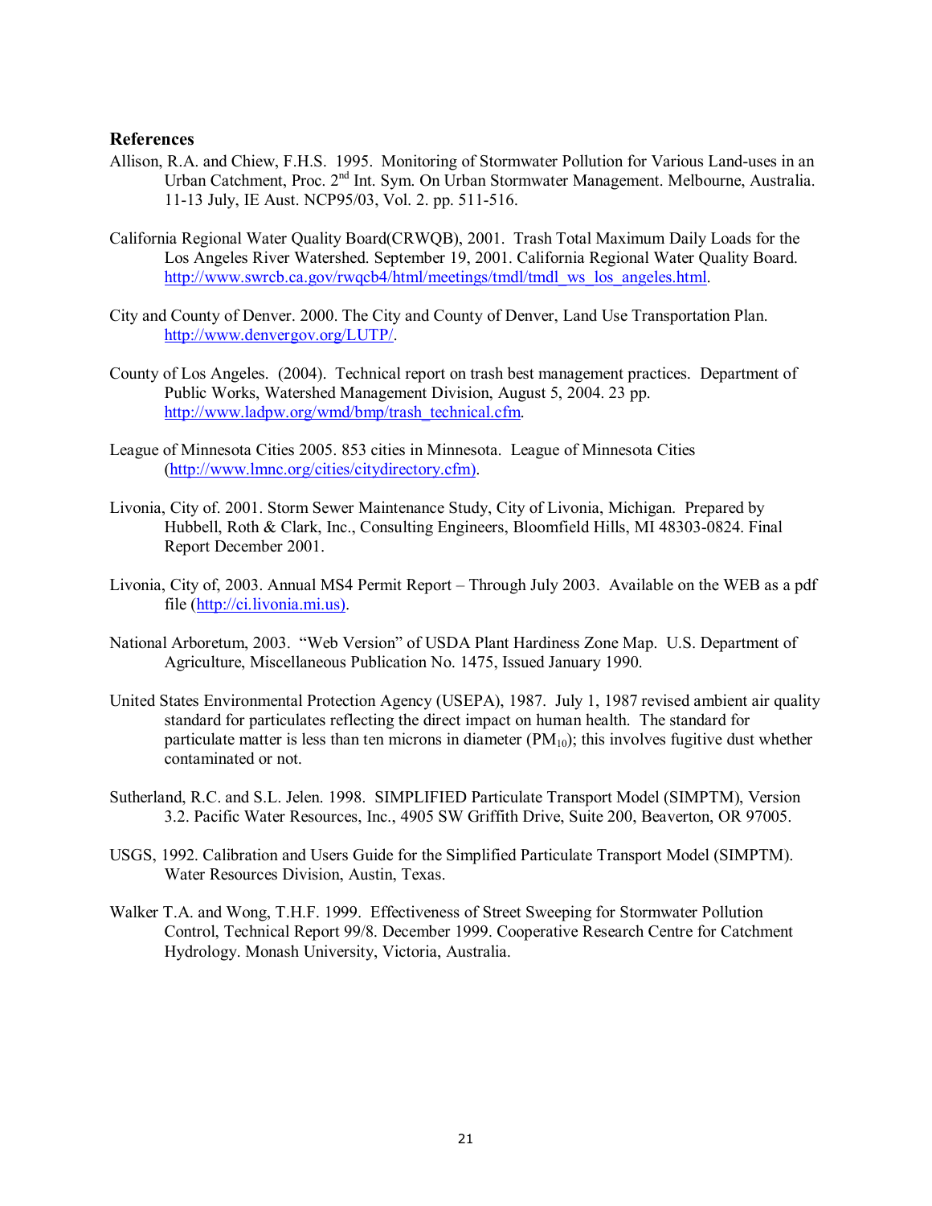### References

Allison, R.A. and Chiew, F.H.S. 1995. Monitoring of Stormwater Pollution for Various Land-uses in an Urban Catchment, Proc. 2nd Int. Sym. On Urban Stormwater Management. Melbourne, Australia. 11-13 July, IE Aust. NCP95/03, Vol. 2. pp. 511-516.

California Regional Water Quality Board(CRWQB), 2001. Trash Total Maximum Daily Loads for the Los Angeles River Watershed. September 19, 2001. California Regional Water Quality Board. http://www.swrcb.ca.gov/rwqcb4/html/meetings/tmdl/tmdl_ws_los_angeles.html.

City and County of Denver. 2000. The City and County of Denver, Land Use Transportation Plan. http://www.denvergov.org/LUTP/.

County of Los Angeles. (2004). Technical report on trash best management practices. Department of Public Works, Watershed Management Division, August 5, 2004. 23 pp. http://www.ladpw.org/wmd/bmp/trash_technical.cfm.

League of Minnesota Cities 2005. 853 cities in Minnesota. League of Minnesota Cities (http://www.lmnc.org/cities/citydirectory.cfm).

Livonia, City of. 2001. Storm Sewer Maintenance Study, City of Livonia, Michigan. Prepared by Hubbell, Roth & Clark, Inc., Consulting Engineers, Bloomfield Hills, MI 48303-0824. Final Report December 2001.

Livonia, City of, 2003. Annual MS4 Permit Report – Through July 2003. Available on the WEB as a pdf file (http://ci.livonia.mi.us).

National Arboretum, 2003. "Web Version" of USDA Plant Hardiness Zone Map. U.S. Department of Agriculture, Miscellaneous Publication No. 1475, Issued January 1990.

United States Environmental Protection Agency (USEPA), 1987. July 1, 1987 revised ambient air quality standard for particulates reflecting the direct impact on human health. The standard for particulate matter is less than ten microns in diameter ($PM_{10}$); this involves fugitive dust whether contaminated or not.

Sutherland, R.C. and S.L. Jelen. 1998. SIMPLIFIED Particulate Transport Model (SIMPTM), Version 3.2. Pacific Water Resources, Inc., 4905 SW Griffith Drive, Suite 200, Beaverton, OR 97005.

USGS, 1992. Calibration and Users Guide for the Simplified Particulate Transport Model (SIMPTM). Water Resources Division, Austin, Texas.

Walker T.A. and Wong, T.H.F. 1999. Effectiveness of Street Sweeping for Stormwater Pollution Control, Technical Report 99/8. December 1999. Cooperative Research Centre for Catchment Hydrology. Monash University, Victoria, Australia.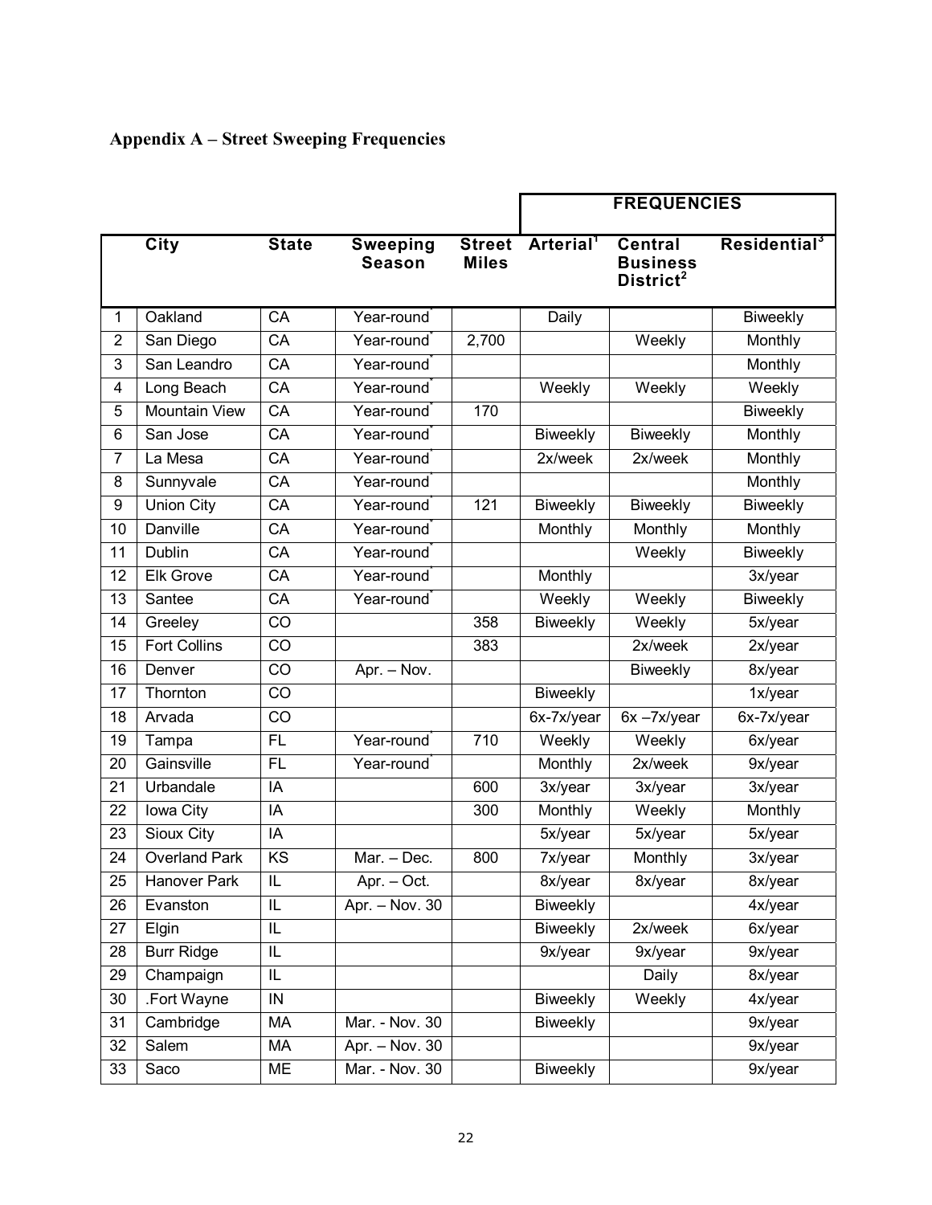## Appendix A – Street Sweeping Frequencies

| | | | | | FREQUENCIES | | |
|---|---|---|---|---|---|---|---|
| | City | State | Sweeping Season | Street Miles | Arterial[1] | Central Business District[2] | Residential[3] |
| 1 | Oakland | CA | Year-round* | | Daily | | Biweekly |
| 2 | San Diego | CA | Year-round* | 2,700 | | Weekly | Monthly |
| 3 | San Leandro | CA | Year-round* | | | | Monthly |
| 4 | Long Beach | CA | Year-round* | | Weekly | Weekly | Weekly |
| 5 | Mountain View | CA | Year-round* | 170 | | | Biweekly |
| 6 | San Jose | CA | Year-round* | | Biweekly | Biweekly | Monthly |
| 7 | La Mesa | CA | Year-round* | | 2x/week | 2x/week | Monthly |
| 8 | Sunnyvale | CA | Year-round* | | | | Monthly |
| 9 | Union City | CA | Year-round* | 121 | Biweekly | Biweekly | Biweekly |
| 10 | Danville | CA | Year-round* | | Monthly | Monthly | Monthly |
| 11 | Dublin | CA | Year-round* | | | Weekly | Biweekly |
| 12 | Elk Grove | CA | Year-round* | | Monthly | | 3x/year |
| 13 | Santee | CA | Year-round* | | Weekly | Weekly | Biweekly |
| 14 | Greeley | CO | | 358 | Biweekly | Weekly | 5x/year |
| 15 | Fort Collins | CO | | 383 | | 2x/week | 2x/year |
| 16 | Denver | CO | Apr. – Nov. | | | Biweekly | 8x/year |
| 17 | Thornton | CO | | | Biweekly | | 1x/year |
| 18 | Arvada | CO | | | 6x-7x/year | 6x –7x/year | 6x-7x/year |
| 19 | Tampa | FL | Year-round* | 710 | Weekly | Weekly | 6x/year |
| 20 | Gainsville | FL | Year-round* | | Monthly | 2x/week | 9x/year |
| 21 | Urbandale | IA | | 600 | 3x/year | 3x/year | 3x/year |
| 22 | Iowa City | IA | | 300 | Monthly | Weekly | Monthly |
| 23 | Sioux City | IA | | | 5x/year | 5x/year | 5x/year |
| 24 | Overland Park | KS | Mar. – Dec. | 800 | 7x/year | Monthly | 3x/year |
| 25 | Hanover Park | IL | Apr. – Oct. | | 8x/year | 8x/year | 8x/year |
| 26 | Evanston | IL | Apr. – Nov. 30 | | Biweekly | | 4x/year |
| 27 | Elgin | IL | | | Biweekly | 2x/week | 6x/year |
| 28 | Burr Ridge | IL | | | 9x/year | 9x/year | 9x/year |
| 29 | Champaign | IL | | | | Daily | 8x/year |
| 30 | .Fort Wayne | IN | | | Biweekly | Weekly | 4x/year |
| 31 | Cambridge | MA | Mar. - Nov. 30 | | Biweekly | | 9x/year |
| 32 | Salem | MA | Apr. – Nov. 30 | | | | 9x/year |
| 33 | Saco | ME | Mar. - Nov. 30 | | Biweekly | | 9x/year |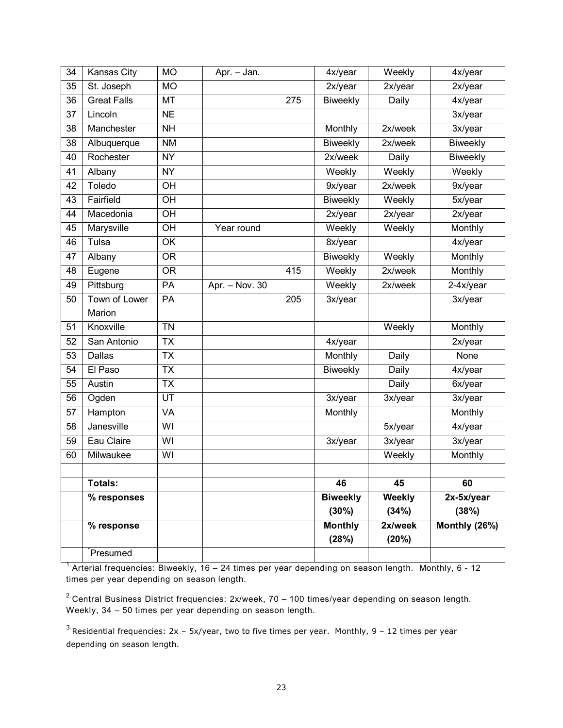| | | | | | | | |
|---|---|---|---|---|---|---|---|
| 34 | Kansas City | MO | Apr. – Jan. | | 4x/year | Weekly | 4x/year |
| 35 | St. Joseph | MO | | | 2x/year | 2x/year | 2x/year |
| 36 | Great Falls | MT | | 275 | Biweekly | Daily | 4x/year |
| 37 | Lincoln | NE | | | | | 3x/year |
| 38 | Manchester | NH | | | Monthly | 2x/week | 3x/year |
| 38 | Albuquerque | NM | | | Biweekly | 2x/week | Biweekly |
| 40 | Rochester | NY | | | 2x/week | Daily | Biweekly |
| 41 | Albany | NY | | | Weekly | Weekly | Weekly |
| 42 | Toledo | OH | | | 9x/year | 2x/week | 9x/year |
| 43 | Fairfield | OH | | | Biweekly | Weekly | 5x/year |
| 44 | Macedonia | OH | | | 2x/year | 2x/year | 2x/year |
| 45 | Marysville | OH | Year round | | Weekly | Weekly | Monthly |
| 46 | Tulsa | OK | | | 8x/year | | 4x/year |
| 47 | Albany | OR | | | Biweekly | Weekly | Monthly |
| 48 | Eugene | OR | | 415 | Weekly | 2x/week | Monthly |
| 49 | Pittsburg | PA | Apr. – Nov. 30 | | Weekly | 2x/week | 2-4x/year |
| 50 | Town of Lower Marion | PA | | 205 | 3x/year | | 3x/year |
| 51 | Knoxville | TN | | | | Weekly | Monthly |
| 52 | San Antonio | TX | | | 4x/year | | 2x/year |
| 53 | Dallas | TX | | | Monthly | Daily | None |
| 54 | El Paso | TX | | | Biweekly | Daily | 4x/year |
| 55 | Austin | TX | | | | Daily | 6x/year |
| 56 | Ogden | UT | | | 3x/year | 3x/year | 3x/year |
| 57 | Hampton | VA | | | Monthly | | Monthly |
| 58 | Janesville | WI | | | | 5x/year | 4x/year |
| 59 | Eau Claire | WI | | | 3x/year | 3x/year | 3x/year |
| 60 | Milwaukee | WI | | | | Weekly | Monthly |
| | | | | | | | |
| | **Totals:** | | | | **46** | **45** | **60** |
| | **% responses** | | | | **Biweekly (30%)** | **Weekly (34%)** | **2x-5x/year (38%)** |
| | **% response** | | | | **Monthly (28%)** | **2x/week (20%)** | **Monthly (26%)** |
| | *Presumed | | | | | | |

[1.] Arterial frequencies: Biweekly, 16 – 24 times per year depending on season length. Monthly, 6 - 12 times per year depending on season length.

[2.] Central Business District frequencies: 2x/week, 70 – 100 times/year depending on season length. Weekly, 34 – 50 times per year depending on season length.

[3.] Residential frequencies: 2x – 5x/year, two to five times per year. Monthly, 9 – 12 times per year depending on season length.